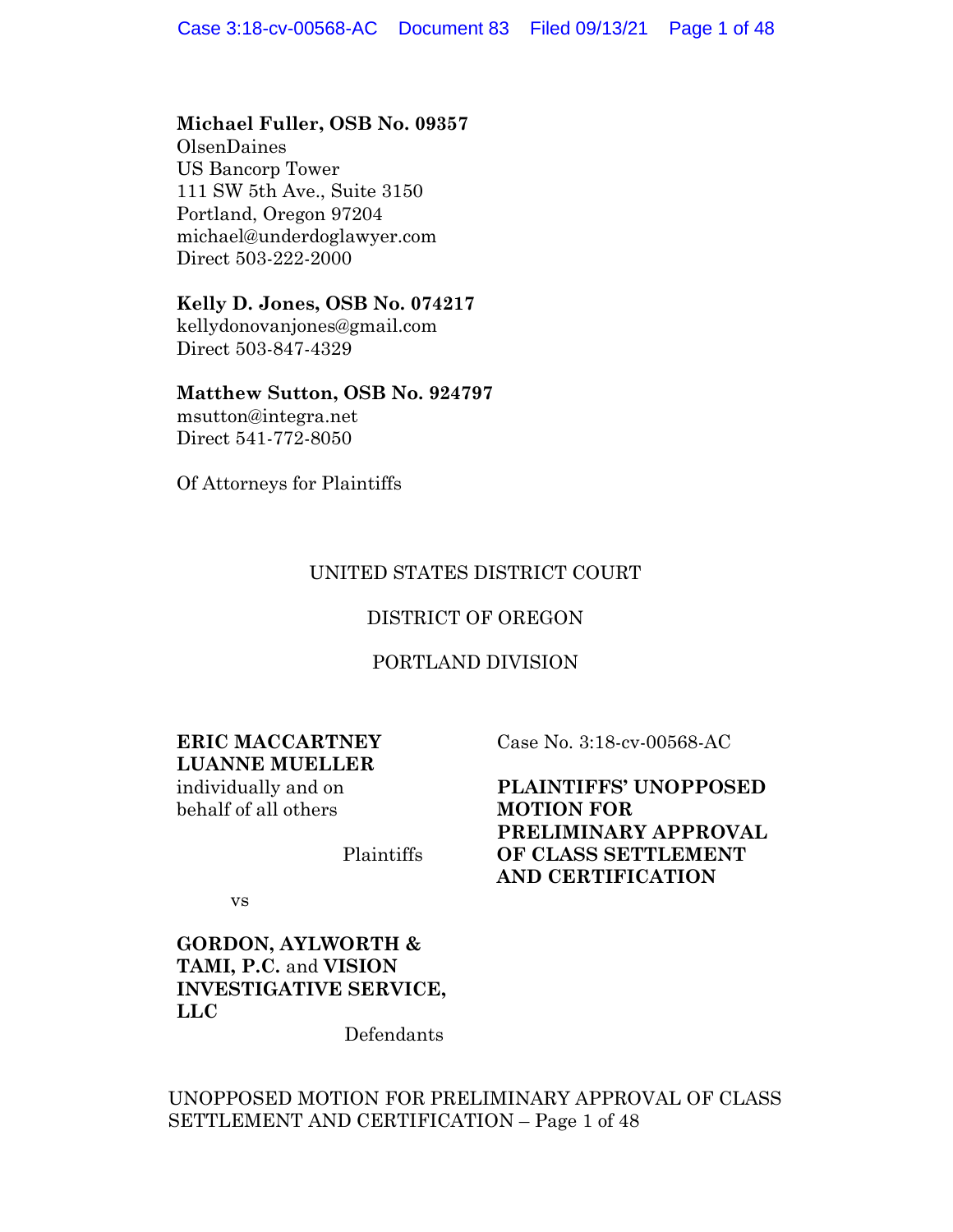**Michael Fuller, OSB No. 09357**
OlsenDaines
US Bancorp Tower
111 SW 5th Ave., Suite 3150
Portland, Oregon 97204
michael@underdoglawyer.com
Direct 503-222-2000

**Kelly D. Jones, OSB No. 074217**
kellydonovanjones@gmail.com
Direct 503-847-4329

**Matthew Sutton, OSB No. 924797**
msutton@integra.net
Direct 541-772-8050

Of Attorneys for Plaintiffs

UNITED STATES DISTRICT COURT

DISTRICT OF OREGON

PORTLAND DIVISION

**ERIC MACCARTNEY**
**LUANNE MUELLER**
individually and on behalf of all others

Plaintiffs

vs

**GORDON, AYLWORTH & TAMI, P.C.** and **VISION INVESTIGATIVE SERVICE, LLC**

Defendants

Case No. 3:18-cv-00568-AC

**PLAINTIFFS' UNOPPOSED MOTION FOR PRELIMINARY APPROVAL OF CLASS SETTLEMENT AND CERTIFICATION**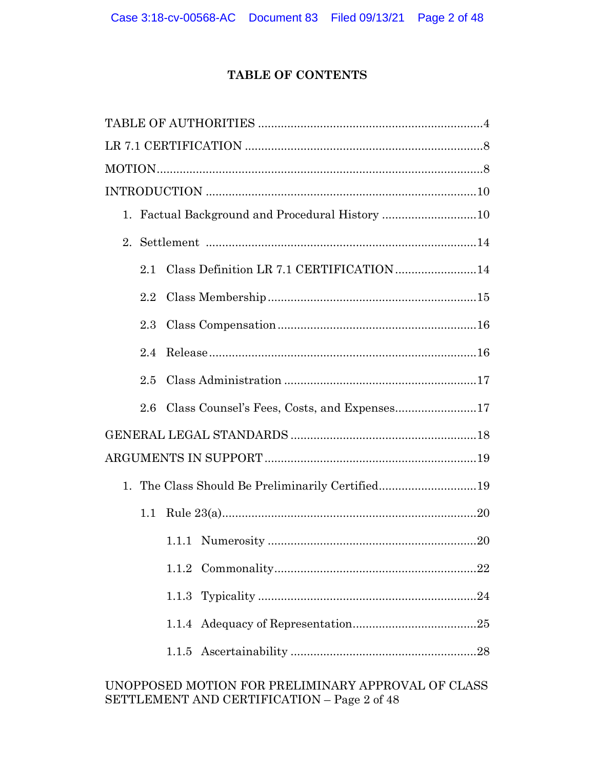# TABLE OF CONTENTS

TABLE OF AUTHORITIES .....................................................................4

LR 7.1 CERTIFICATION .........................................................................8

MOTION....................................................................................................8

INTRODUCTION ..................................................................................10

1. Factual Background and Procedural History .............................10

2. Settlement ...................................................................................14

2.1 Class Definition LR 7.1 CERTIFICATION .........................14

2.2 Class Membership................................................................15

2.3 Class Compensation.............................................................16

2.4 Release..................................................................................16

2.5 Class Administration ..........................................................17

2.6 Class Counsel's Fees, Costs, and Expenses.........................17

GENERAL LEGAL STANDARDS .........................................................18

ARGUMENTS IN SUPPORT .................................................................19

1. The Class Should Be Preliminarily Certified..............................19

1.1 Rule 23(a)..............................................................................20

1.1.1 Numerosity ................................................................20

1.1.2 Commonality.............................................................22

1.1.3 Typicality ..................................................................24

1.1.4 Adequacy of Representation.....................................25

1.1.5 Ascertainability ........................................................28

UNOPPOSED MOTION FOR PRELIMINARY APPROVAL OF CLASS SETTLEMENT AND CERTIFICATION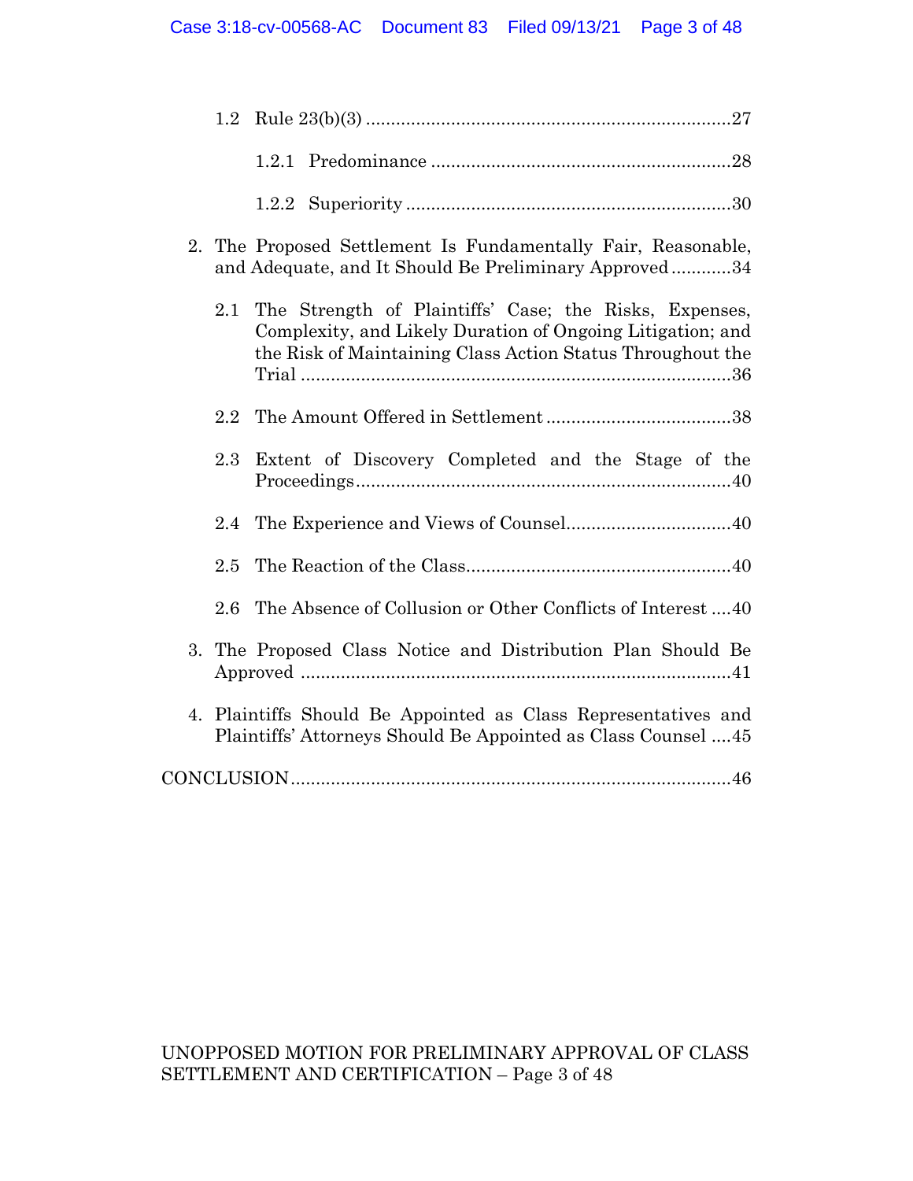- 1.2 Rule 23(b)(3) ....................................................................27
  - 1.2.1 Predominance ......................................................28
  - 1.2.2 Superiority ..........................................................30
- 2. The Proposed Settlement Is Fundamentally Fair, Reasonable, and Adequate, and It Should Be Preliminary Approved ............34
  - 2.1 The Strength of Plaintiffs' Case; the Risks, Expenses, Complexity, and Likely Duration of Ongoing Litigation; and the Risk of Maintaining Class Action Status Throughout the Trial ....................................................................................36
  - 2.2 The Amount Offered in Settlement ....................................38
  - 2.3 Extent of Discovery Completed and the Stage of the Proceedings..........................................................................40
  - 2.4 The Experience and Views of Counsel................................40
  - 2.5 The Reaction of the Class....................................................40
  - 2.6 The Absence of Collusion or Other Conflicts of Interest ....40
- 3. The Proposed Class Notice and Distribution Plan Should Be Approved ....................................................................................41
- 4. Plaintiffs Should Be Appointed as Class Representatives and Plaintiffs' Attorneys Should Be Appointed as Class Counsel ....45

CONCLUSION.......................................................................................46

UNOPPOSED MOTION FOR PRELIMINARY APPROVAL OF CLASS SETTLEMENT AND CERTIFICATION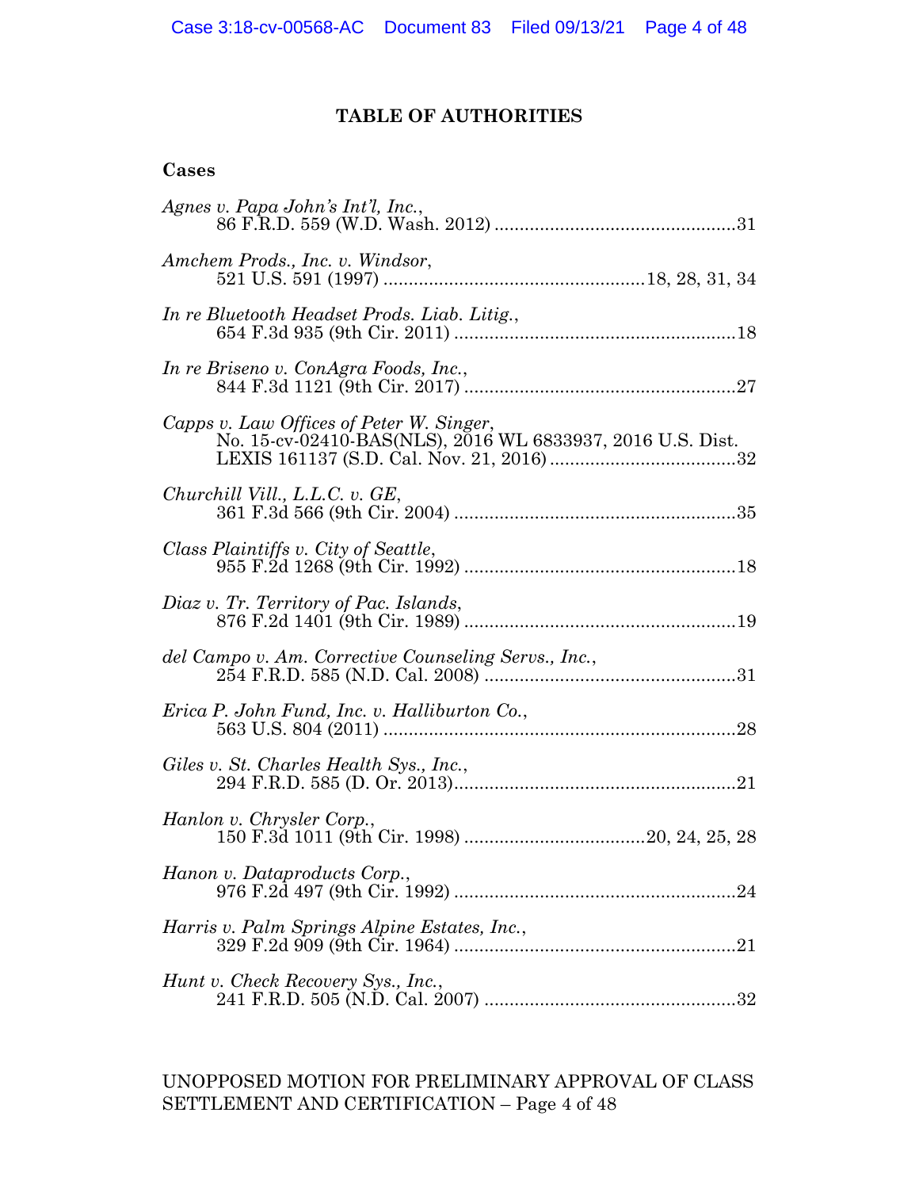# TABLE OF AUTHORITIES

## Cases

*Agnes v. Papa John's Int'l, Inc.*,
86 F.R.D. 559 (W.D. Wash. 2012) ................................................31

*Amchem Prods., Inc. v. Windsor*,
521 U.S. 591 (1997) ....................................................18, 28, 31, 34

*In re Bluetooth Headset Prods. Liab. Litig.*,
654 F.3d 935 (9th Cir. 2011) .......................................................18

*In re Briseno v. ConAgra Foods, Inc.*,
844 F.3d 1121 (9th Cir. 2017) .....................................................27

*Capps v. Law Offices of Peter W. Singer*,
No. 15-cv-02410-BAS(NLS), 2016 WL 6833937, 2016 U.S. Dist. LEXIS 161137 (S.D. Cal. Nov. 21, 2016) .....................................32

*Churchill Vill., L.L.C. v. GE*,
361 F.3d 566 (9th Cir. 2004) .......................................................35

*Class Plaintiffs v. City of Seattle*,
955 F.2d 1268 (9th Cir. 1992) .....................................................18

*Diaz v. Tr. Territory of Pac. Islands*,
876 F.2d 1401 (9th Cir. 1989) .....................................................19

*del Campo v. Am. Corrective Counseling Servs., Inc.*,
254 F.R.D. 585 (N.D. Cal. 2008) .................................................31

*Erica P. John Fund, Inc. v. Halliburton Co.*,
563 U.S. 804 (2011) .....................................................................28

*Giles v. St. Charles Health Sys., Inc.*,
294 F.R.D. 585 (D. Or. 2013).......................................................21

*Hanlon v. Chrysler Corp.*,
150 F.3d 1011 (9th Cir. 1998) ....................................20, 24, 25, 28

*Hanon v. Dataproducts Corp.*,
976 F.2d 497 (9th Cir. 1992) .......................................................24

*Harris v. Palm Springs Alpine Estates, Inc.*,
329 F.2d 909 (9th Cir. 1964) .......................................................21

*Hunt v. Check Recovery Sys., Inc.*,
241 F.R.D. 505 (N.D. Cal. 2007) .................................................32

UNOPPOSED MOTION FOR PRELIMINARY APPROVAL OF CLASS SETTLEMENT AND CERTIFICATION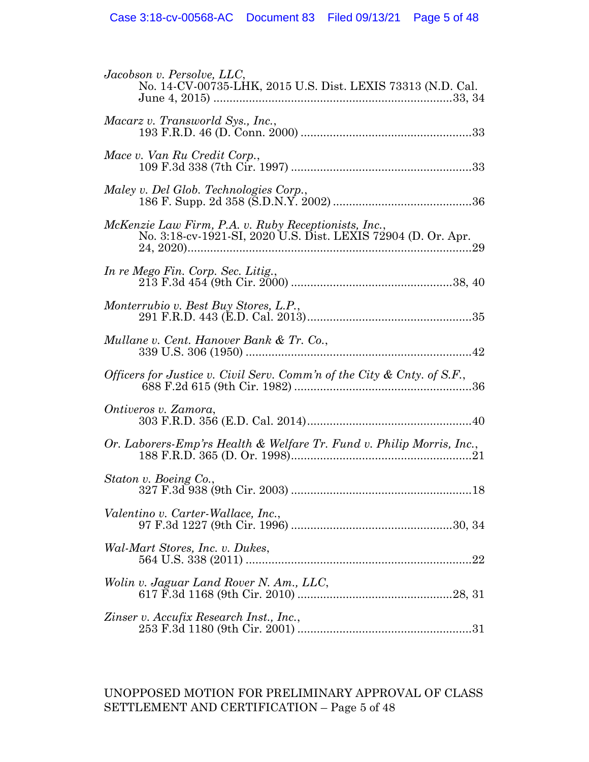*Jacobson v. Persolve, LLC*,
No. 14-CV-00735-LHK, 2015 U.S. Dist. LEXIS 73313 (N.D. Cal. June 4, 2015) ..........................................................................33, 34

*Macarz v. Transworld Sys., Inc.*,
193 F.R.D. 46 (D. Conn. 2000) .....................................................33

*Mace v. Van Ru Credit Corp.*,
109 F.3d 338 (7th Cir. 1997) ........................................................33

*Maley v. Del Glob. Technologies Corp.*,
186 F. Supp. 2d 358 (S.D.N.Y. 2002) ...........................................36

*McKenzie Law Firm, P.A. v. Ruby Receptionists, Inc.*,
No. 3:18-cv-1921-SI, 2020 U.S. Dist. LEXIS 72904 (D. Or. Apr. 24, 2020)........................................................................................29

*In re Mego Fin. Corp. Sec. Litig.*,
213 F.3d 454 (9th Cir. 2000) ..................................................38, 40

*Monterrubio v. Best Buy Stores, L.P.*,
291 F.R.D. 443 (E.D. Cal. 2013)...................................................35

*Mullane v. Cent. Hanover Bank & Tr. Co.*,
339 U.S. 306 (1950) ......................................................................42

*Officers for Justice v. Civil Serv. Comm'n of the City & Cnty. of S.F.*,
688 F.2d 615 (9th Cir. 1982) .......................................................36

*Ontiveros v. Zamora*,
303 F.R.D. 356 (E.D. Cal. 2014)...................................................40

*Or. Laborers-Emp'rs Health & Welfare Tr. Fund v. Philip Morris, Inc.*,
188 F.R.D. 365 (D. Or. 1998).......................................................21

*Staton v. Boeing Co.*,
327 F.3d 938 (9th Cir. 2003) .......................................................18

*Valentino v. Carter-Wallace, Inc.*,
97 F.3d 1227 (9th Cir. 1996) ..................................................30, 34

*Wal-Mart Stores, Inc. v. Dukes*,
564 U.S. 338 (2011) ......................................................................22

*Wolin v. Jaguar Land Rover N. Am., LLC*,
617 F.3d 1168 (9th Cir. 2010) ................................................28, 31

*Zinser v. Accufix Research Inst., Inc.*,
253 F.3d 1180 (9th Cir. 2001) ......................................................31

UNOPPOSED MOTION FOR PRELIMINARY APPROVAL OF CLASS SETTLEMENT AND CERTIFICATION – Page 5 of 48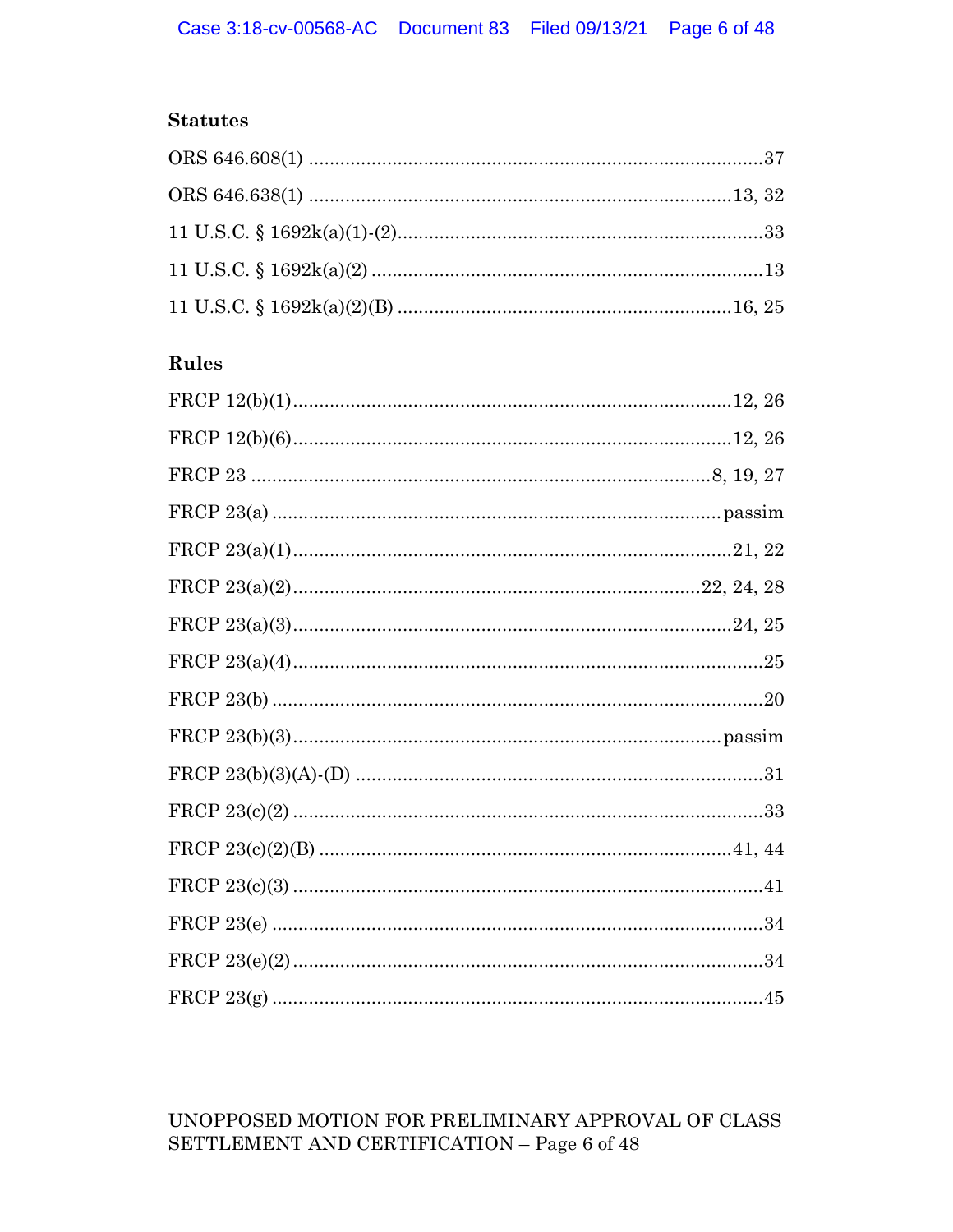### Statutes

ORS 646.608(1) ....................................................................................37

ORS 646.638(1) ..............................................................................13, 32

11 U.S.C. § 1692k(a)(1)-(2)...................................................................33

11 U.S.C. § 1692k(a)(2) ........................................................................13

11 U.S.C. § 1692k(a)(2)(B) .............................................................16, 25

### Rules

FRCP 12(b)(1)..................................................................................12, 26

FRCP 12(b)(6)..................................................................................12, 26

FRCP 23 ......................................................................................8, 19, 27

FRCP 23(a) ....................................................................................passim

FRCP 23(a)(1)..................................................................................21, 22

FRCP 23(a)(2)...........................................................................22, 24, 28

FRCP 23(a)(3)..................................................................................24, 25

FRCP 23(a)(4)........................................................................................25

FRCP 23(b) ...........................................................................................20

FRCP 23(b)(3)...............................................................................passim

FRCP 23(b)(3)(A)-(D) ............................................................................31

FRCP 23(c)(2) ........................................................................................33

FRCP 23(c)(2)(B) .............................................................................41, 44

FRCP 23(c)(3) ........................................................................................41

FRCP 23(e) ............................................................................................34

FRCP 23(e)(2) ........................................................................................34

FRCP 23(g) ............................................................................................45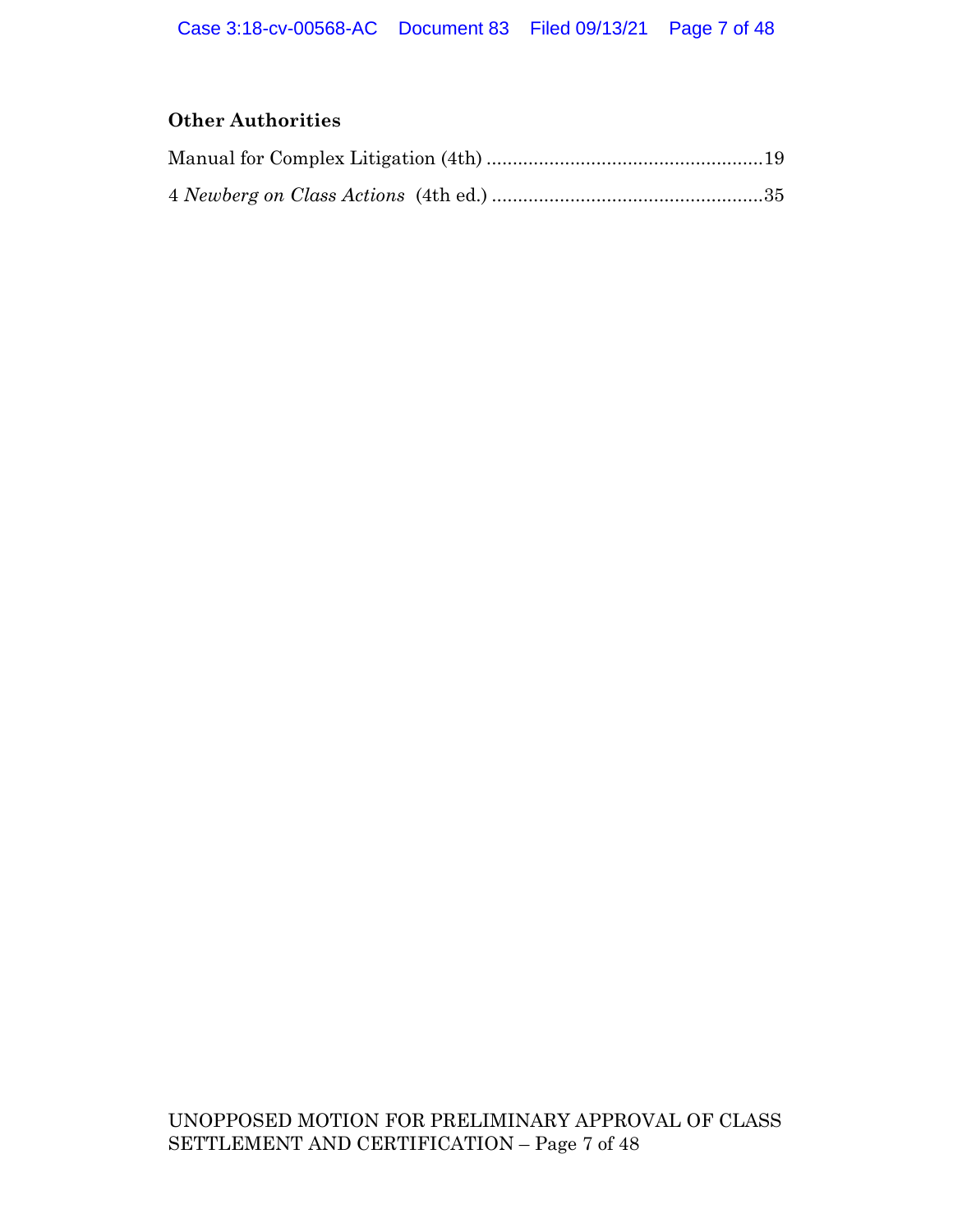### Other Authorities

Manual for Complex Litigation (4th) ....................................................19

4 *Newberg on Class Actions* (4th ed.) ...................................................35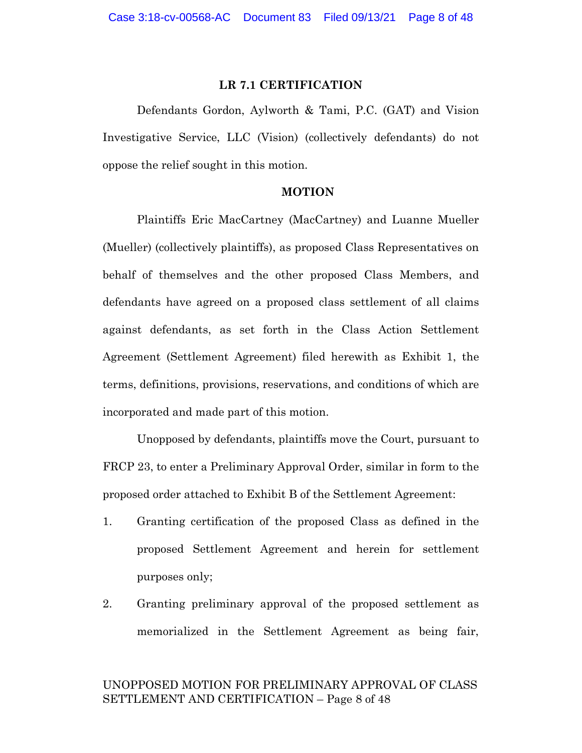## LR 7.1 CERTIFICATION

Defendants Gordon, Aylworth & Tami, P.C. (GAT) and Vision Investigative Service, LLC (Vision) (collectively defendants) do not oppose the relief sought in this motion.

## MOTION

Plaintiffs Eric MacCartney (MacCartney) and Luanne Mueller (Mueller) (collectively plaintiffs), as proposed Class Representatives on behalf of themselves and the other proposed Class Members, and defendants have agreed on a proposed class settlement of all claims against defendants, as set forth in the Class Action Settlement Agreement (Settlement Agreement) filed herewith as Exhibit 1, the terms, definitions, provisions, reservations, and conditions of which are incorporated and made part of this motion.

Unopposed by defendants, plaintiffs move the Court, pursuant to FRCP 23, to enter a Preliminary Approval Order, similar in form to the proposed order attached to Exhibit B of the Settlement Agreement:

1. Granting certification of the proposed Class as defined in the proposed Settlement Agreement and herein for settlement purposes only;
2. Granting preliminary approval of the proposed settlement as memorialized in the Settlement Agreement as being fair,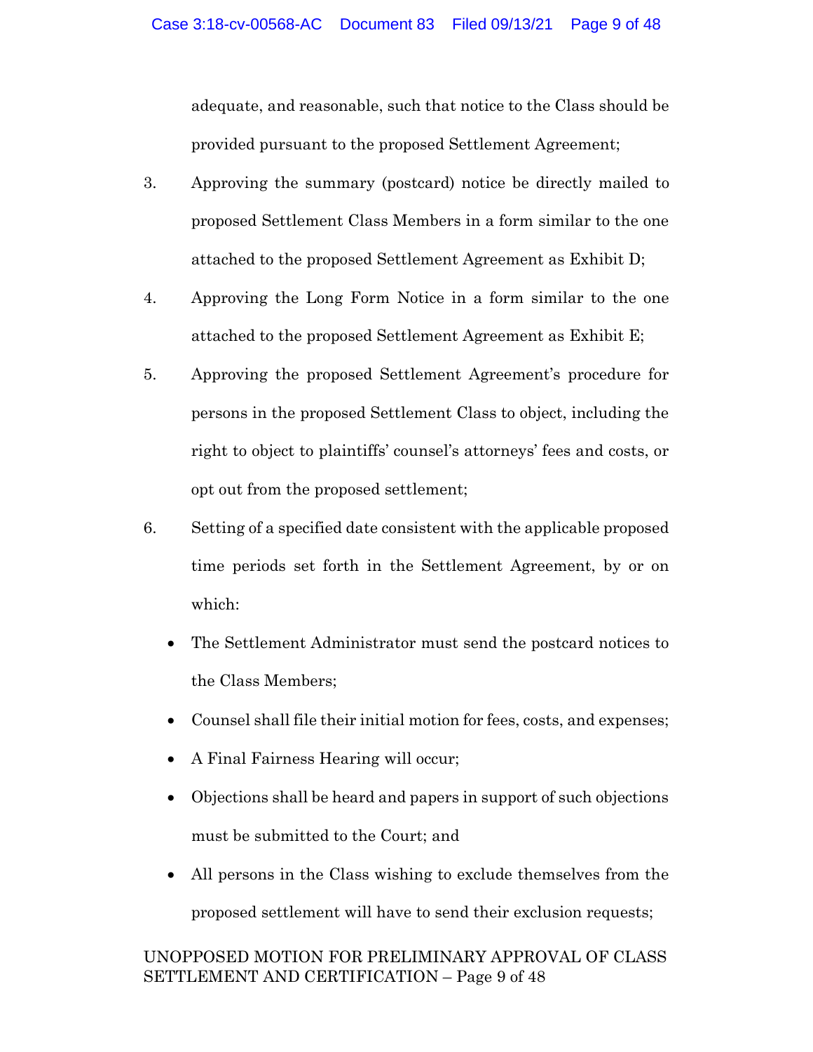adequate, and reasonable, such that notice to the Class should be provided pursuant to the proposed Settlement Agreement;

3. Approving the summary (postcard) notice be directly mailed to proposed Settlement Class Members in a form similar to the one attached to the proposed Settlement Agreement as Exhibit D;

4. Approving the Long Form Notice in a form similar to the one attached to the proposed Settlement Agreement as Exhibit E;

5. Approving the proposed Settlement Agreement's procedure for persons in the proposed Settlement Class to object, including the right to object to plaintiffs' counsel's attorneys' fees and costs, or opt out from the proposed settlement;

6. Setting of a specified date consistent with the applicable proposed time periods set forth in the Settlement Agreement, by or on which:

   - The Settlement Administrator must send the postcard notices to the Class Members;
   - Counsel shall file their initial motion for fees, costs, and expenses;
   - A Final Fairness Hearing will occur;
   - Objections shall be heard and papers in support of such objections must be submitted to the Court; and
   - All persons in the Class wishing to exclude themselves from the proposed settlement will have to send their exclusion requests;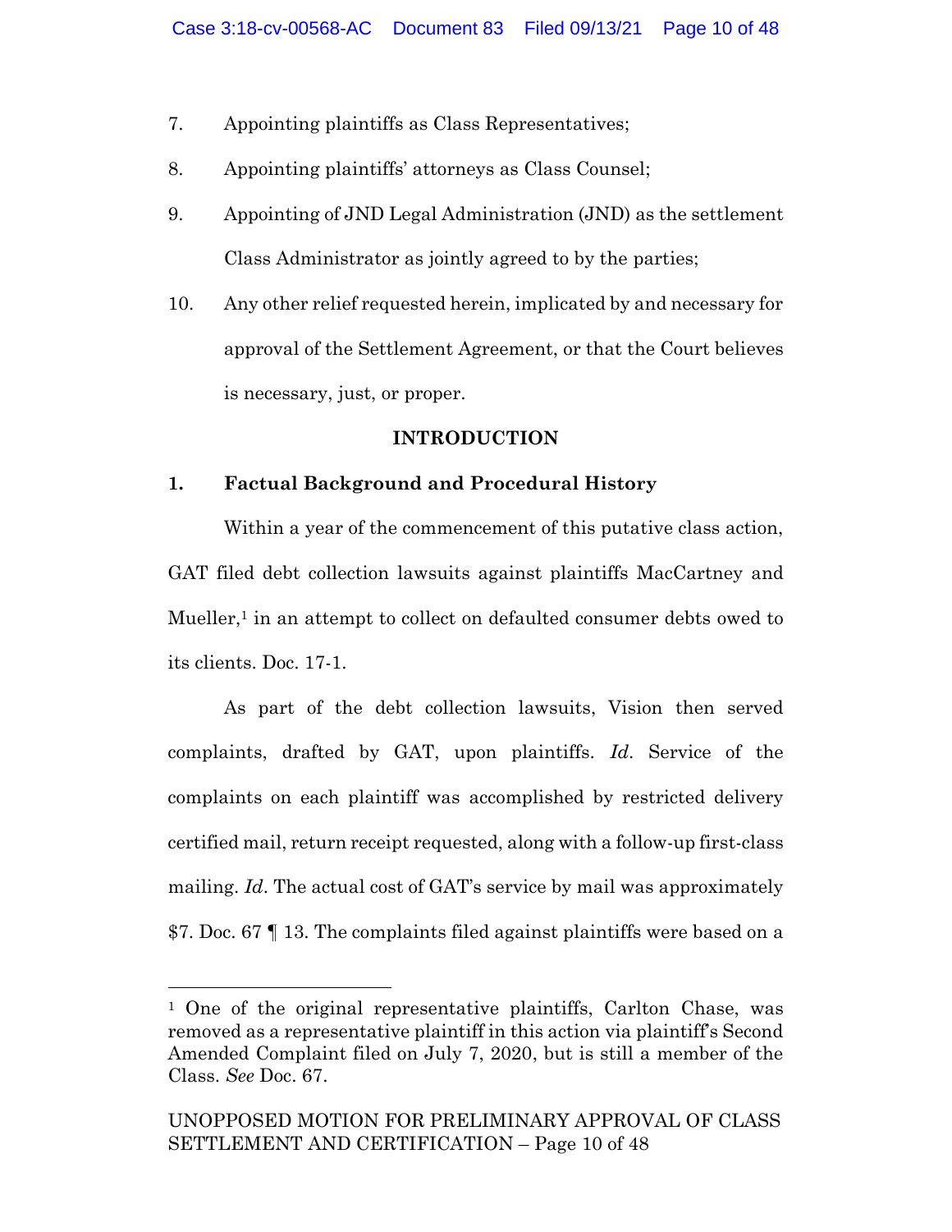7. Appointing plaintiffs as Class Representatives;

8. Appointing plaintiffs' attorneys as Class Counsel;

9. Appointing of JND Legal Administration (JND) as the settlement Class Administrator as jointly agreed to by the parties;

10. Any other relief requested herein, implicated by and necessary for approval of the Settlement Agreement, or that the Court believes is necessary, just, or proper.

## INTRODUCTION

### 1. Factual Background and Procedural History

Within a year of the commencement of this putative class action, GAT filed debt collection lawsuits against plaintiffs MacCartney and Mueller,[1] in an attempt to collect on defaulted consumer debts owed to its clients. Doc. 17-1.

As part of the debt collection lawsuits, Vision then served complaints, drafted by GAT, upon plaintiffs. *Id*. Service of the complaints on each plaintiff was accomplished by restricted delivery certified mail, return receipt requested, along with a follow-up first-class mailing. *Id*. The actual cost of GAT's service by mail was approximately $7. Doc. 67 ¶ 13. The complaints filed against plaintiffs were based on a

---

[1] One of the original representative plaintiffs, Carlton Chase, was removed as a representative plaintiff in this action via plaintiff's Second Amended Complaint filed on July 7, 2020, but is still a member of the Class. *See* Doc. 67.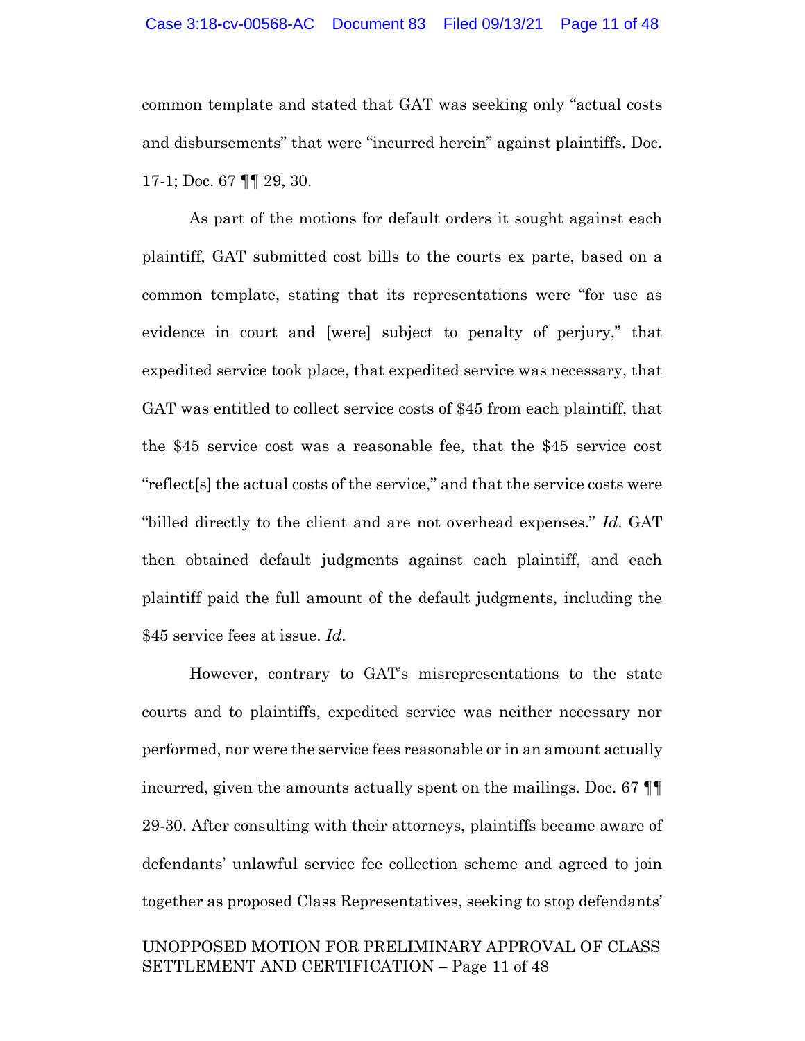common template and stated that GAT was seeking only "actual costs and disbursements" that were "incurred herein" against plaintiffs. Doc. 17-1; Doc. 67 ¶¶ 29, 30.

As part of the motions for default orders it sought against each plaintiff, GAT submitted cost bills to the courts ex parte, based on a common template, stating that its representations were "for use as evidence in court and [were] subject to penalty of perjury," that expedited service took place, that expedited service was necessary, that GAT was entitled to collect service costs of $45 from each plaintiff, that the $45 service cost was a reasonable fee, that the $45 service cost "reflect[s] the actual costs of the service," and that the service costs were "billed directly to the client and are not overhead expenses." *Id.* GAT then obtained default judgments against each plaintiff, and each plaintiff paid the full amount of the default judgments, including the $45 service fees at issue. *Id.*

However, contrary to GAT's misrepresentations to the state courts and to plaintiffs, expedited service was neither necessary nor performed, nor were the service fees reasonable or in an amount actually incurred, given the amounts actually spent on the mailings. Doc. 67 ¶¶ 29-30. After consulting with their attorneys, plaintiffs became aware of defendants' unlawful service fee collection scheme and agreed to join together as proposed Class Representatives, seeking to stop defendants'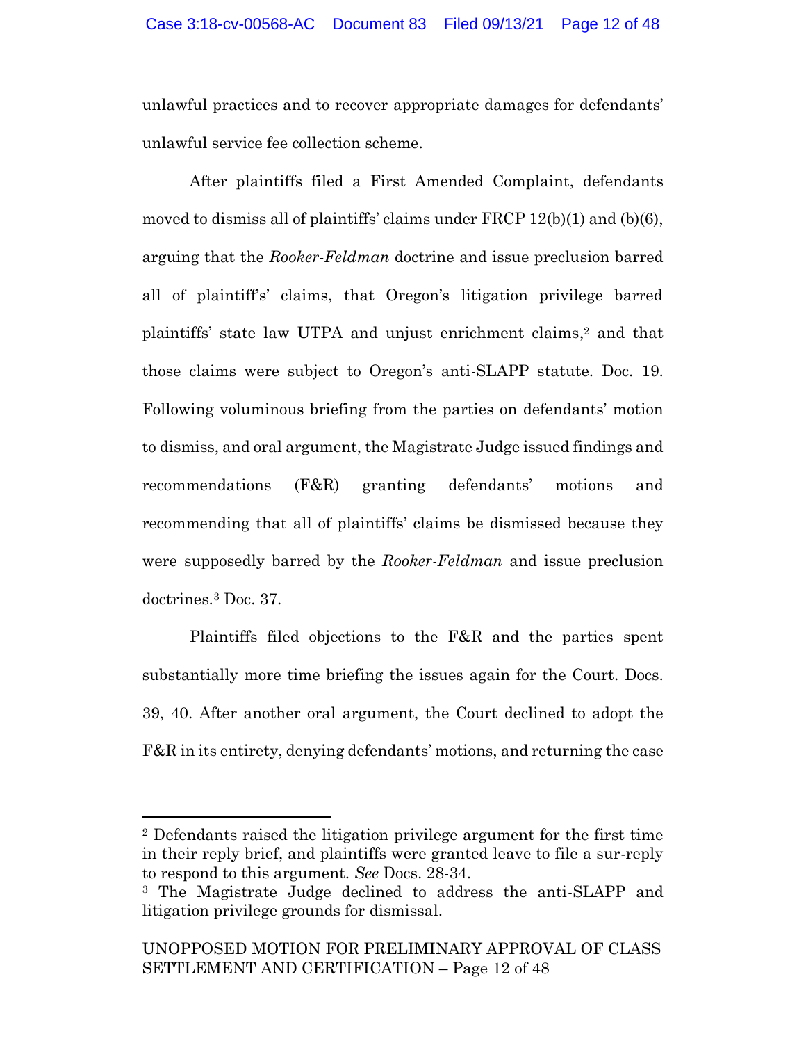unlawful practices and to recover appropriate damages for defendants' unlawful service fee collection scheme.

After plaintiffs filed a First Amended Complaint, defendants moved to dismiss all of plaintiffs' claims under FRCP 12(b)(1) and (b)(6), arguing that the *Rooker-Feldman* doctrine and issue preclusion barred all of plaintiff's' claims, that Oregon's litigation privilege barred plaintiffs' state law UTPA and unjust enrichment claims,[2] and that those claims were subject to Oregon's anti-SLAPP statute. Doc. 19. Following voluminous briefing from the parties on defendants' motion to dismiss, and oral argument, the Magistrate Judge issued findings and recommendations (F&R) granting defendants' motions and recommending that all of plaintiffs' claims be dismissed because they were supposedly barred by the *Rooker-Feldman* and issue preclusion doctrines.[3] Doc. 37.

Plaintiffs filed objections to the F&R and the parties spent substantially more time briefing the issues again for the Court. Docs. 39, 40. After another oral argument, the Court declined to adopt the F&R in its entirety, denying defendants' motions, and returning the case

---

[2] Defendants raised the litigation privilege argument for the first time in their reply brief, and plaintiffs were granted leave to file a sur-reply to respond to this argument. *See* Docs. 28-34.

[3] The Magistrate Judge declined to address the anti-SLAPP and litigation privilege grounds for dismissal.

UNOPPOSED MOTION FOR PRELIMINARY APPROVAL OF CLASS SETTLEMENT AND CERTIFICATION – Page 12 of 48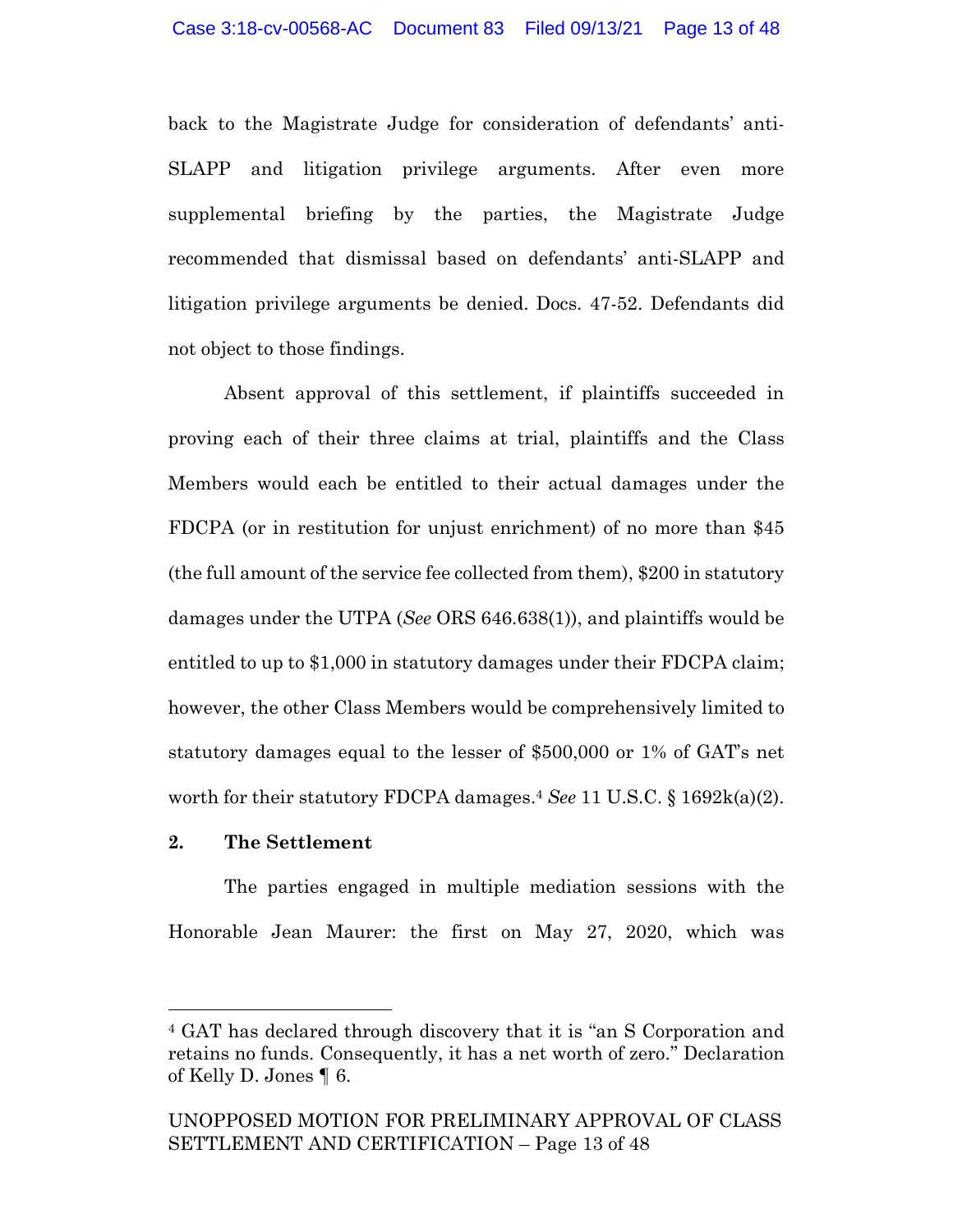back to the Magistrate Judge for consideration of defendants' anti-SLAPP and litigation privilege arguments. After even more supplemental briefing by the parties, the Magistrate Judge recommended that dismissal based on defendants' anti-SLAPP and litigation privilege arguments be denied. Docs. 47-52. Defendants did not object to those findings.

Absent approval of this settlement, if plaintiffs succeeded in proving each of their three claims at trial, plaintiffs and the Class Members would each be entitled to their actual damages under the FDCPA (or in restitution for unjust enrichment) of no more than $45 (the full amount of the service fee collected from them), $200 in statutory damages under the UTPA (*See* ORS 646.638(1)), and plaintiffs would be entitled to up to $1,000 in statutory damages under their FDCPA claim; however, the other Class Members would be comprehensively limited to statutory damages equal to the lesser of $500,000 or 1% of GAT's net worth for their statutory FDCPA damages.[4] *See* 11 U.S.C. § 1692k(a)(2).

**2. The Settlement**

The parties engaged in multiple mediation sessions with the Honorable Jean Maurer: the first on May 27, 2020, which was

[4] GAT has declared through discovery that it is "an S Corporation and retains no funds. Consequently, it has a net worth of zero." Declaration of Kelly D. Jones ¶ 6.

UNOPPOSED MOTION FOR PRELIMINARY APPROVAL OF CLASS SETTLEMENT AND CERTIFICATION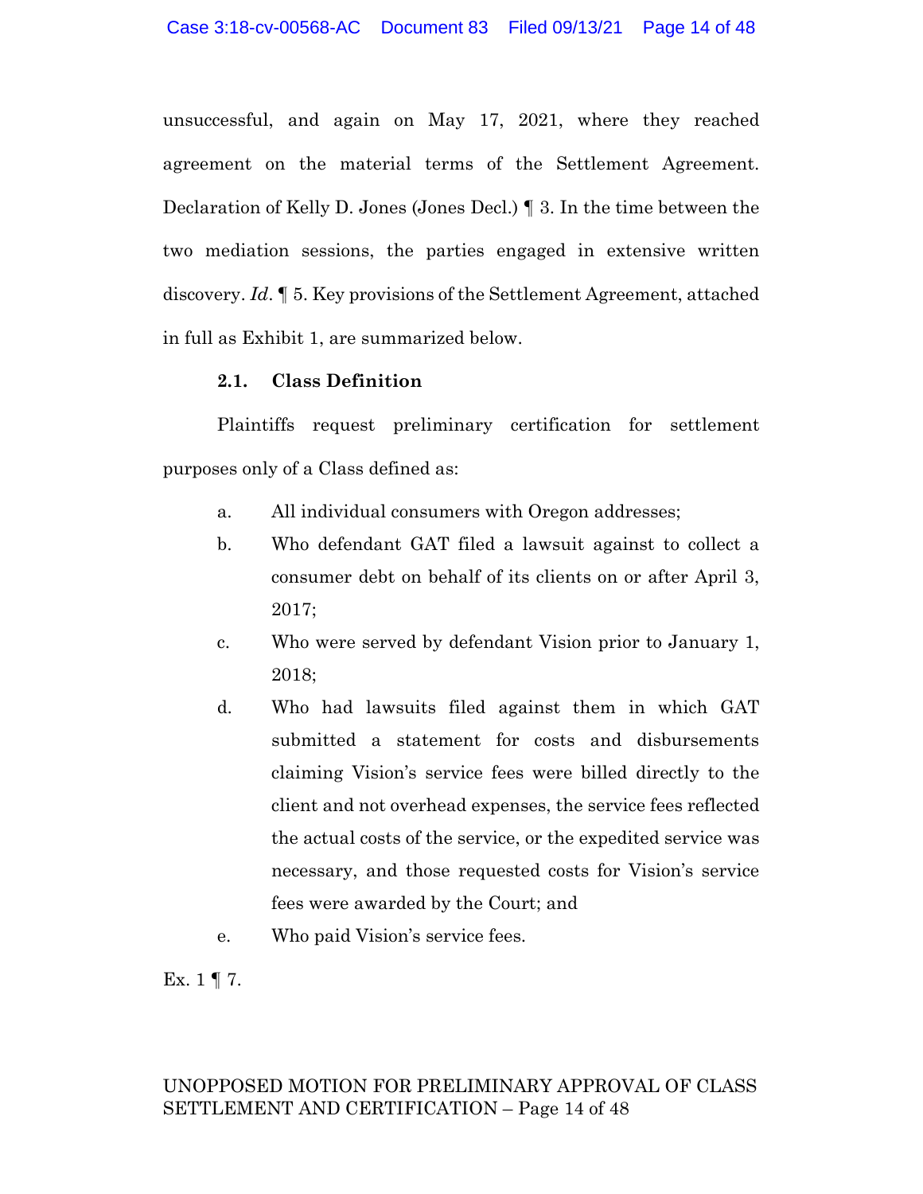unsuccessful, and again on May 17, 2021, where they reached agreement on the material terms of the Settlement Agreement. Declaration of Kelly D. Jones (Jones Decl.) ¶ 3. In the time between the two mediation sessions, the parties engaged in extensive written discovery. *Id*. ¶ 5. Key provisions of the Settlement Agreement, attached in full as Exhibit 1, are summarized below.

### 2.1. Class Definition

Plaintiffs request preliminary certification for settlement purposes only of a Class defined as:

a. All individual consumers with Oregon addresses;

b. Who defendant GAT filed a lawsuit against to collect a consumer debt on behalf of its clients on or after April 3, 2017;

c. Who were served by defendant Vision prior to January 1, 2018;

d. Who had lawsuits filed against them in which GAT submitted a statement for costs and disbursements claiming Vision's service fees were billed directly to the client and not overhead expenses, the service fees reflected the actual costs of the service, or the expedited service was necessary, and those requested costs for Vision's service fees were awarded by the Court; and

e. Who paid Vision's service fees.

Ex. 1 ¶ 7.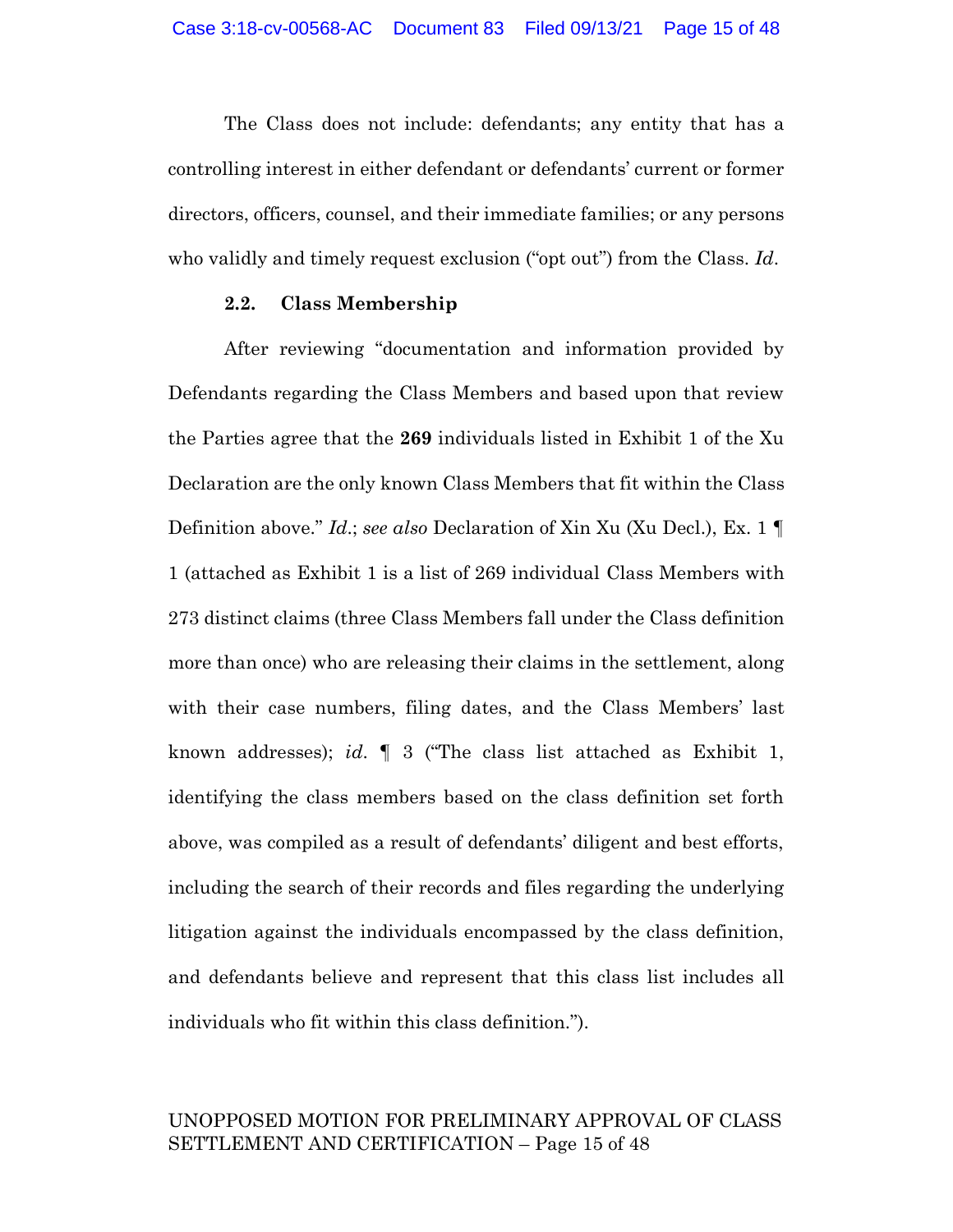The Class does not include: defendants; any entity that has a controlling interest in either defendant or defendants' current or former directors, officers, counsel, and their immediate families; or any persons who validly and timely request exclusion ("opt out") from the Class. *Id*.

### 2.2. Class Membership

After reviewing "documentation and information provided by Defendants regarding the Class Members and based upon that review the Parties agree that the **269** individuals listed in Exhibit 1 of the Xu Declaration are the only known Class Members that fit within the Class Definition above." *Id*.; *see also* Declaration of Xin Xu (Xu Decl.), Ex. 1 ¶ 1 (attached as Exhibit 1 is a list of 269 individual Class Members with 273 distinct claims (three Class Members fall under the Class definition more than once) who are releasing their claims in the settlement, along with their case numbers, filing dates, and the Class Members' last known addresses); *id*. ¶ 3 ("The class list attached as Exhibit 1, identifying the class members based on the class definition set forth above, was compiled as a result of defendants' diligent and best efforts, including the search of their records and files regarding the underlying litigation against the individuals encompassed by the class definition, and defendants believe and represent that this class list includes all individuals who fit within this class definition.").

UNOPPOSED MOTION FOR PRELIMINARY APPROVAL OF CLASS SETTLEMENT AND CERTIFICATION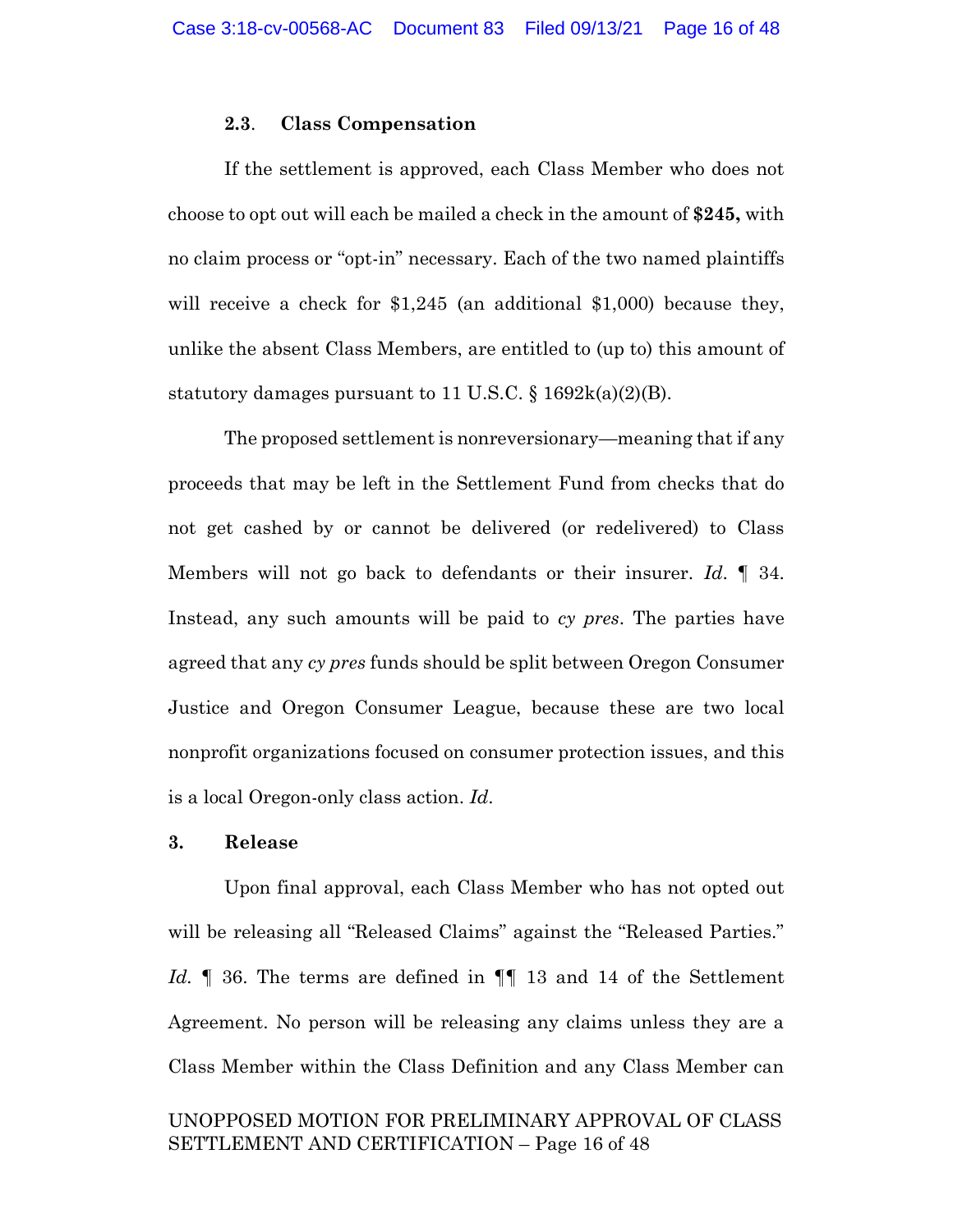### 2.3. Class Compensation

If the settlement is approved, each Class Member who does not choose to opt out will each be mailed a check in the amount of **$245,** with no claim process or "opt-in" necessary. Each of the two named plaintiffs will receive a check for $1,245 (an additional $1,000) because they, unlike the absent Class Members, are entitled to (up to) this amount of statutory damages pursuant to 11 U.S.C. § 1692k(a)(2)(B).

The proposed settlement is nonreversionary—meaning that if any proceeds that may be left in the Settlement Fund from checks that do not get cashed by or cannot be delivered (or redelivered) to Class Members will not go back to defendants or their insurer. *Id.* ¶ 34. Instead, any such amounts will be paid to *cy pres*. The parties have agreed that any *cy pres* funds should be split between Oregon Consumer Justice and Oregon Consumer League, because these are two local nonprofit organizations focused on consumer protection issues, and this is a local Oregon-only class action. *Id.*

## 3. Release

Upon final approval, each Class Member who has not opted out will be releasing all "Released Claims" against the "Released Parties." *Id.* ¶ 36. The terms are defined in ¶¶ 13 and 14 of the Settlement Agreement. No person will be releasing any claims unless they are a Class Member within the Class Definition and any Class Member can

UNOPPOSED MOTION FOR PRELIMINARY APPROVAL OF CLASS SETTLEMENT AND CERTIFICATION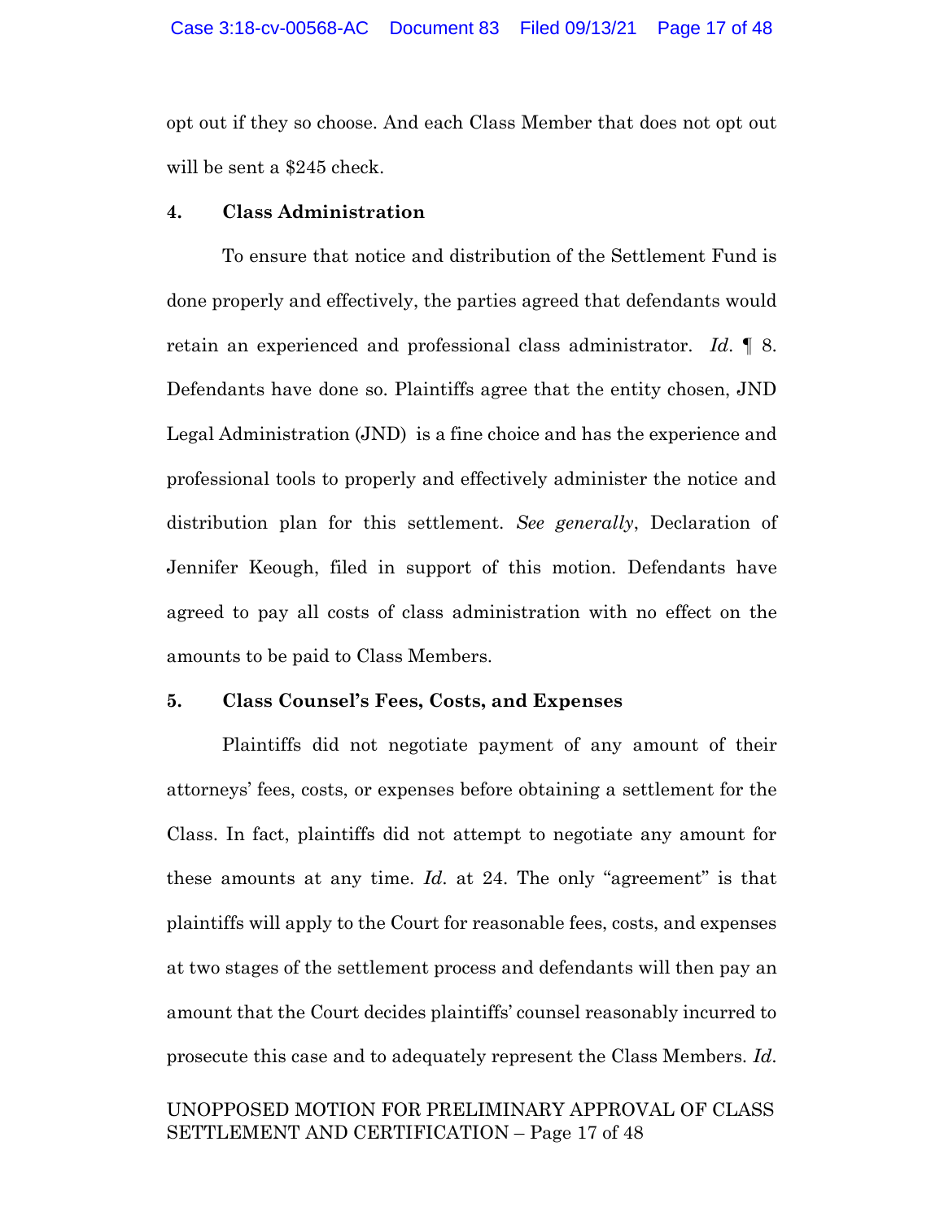opt out if they so choose. And each Class Member that does not opt out will be sent a $245 check.

#### 4. Class Administration

To ensure that notice and distribution of the Settlement Fund is done properly and effectively, the parties agreed that defendants would retain an experienced and professional class administrator. *Id*. ¶ 8. Defendants have done so. Plaintiffs agree that the entity chosen, JND Legal Administration (JND) is a fine choice and has the experience and professional tools to properly and effectively administer the notice and distribution plan for this settlement. *See generally*, Declaration of Jennifer Keough, filed in support of this motion. Defendants have agreed to pay all costs of class administration with no effect on the amounts to be paid to Class Members.

#### 5. Class Counsel's Fees, Costs, and Expenses

Plaintiffs did not negotiate payment of any amount of their attorneys' fees, costs, or expenses before obtaining a settlement for the Class. In fact, plaintiffs did not attempt to negotiate any amount for these amounts at any time. *Id*. at 24. The only "agreement" is that plaintiffs will apply to the Court for reasonable fees, costs, and expenses at two stages of the settlement process and defendants will then pay an amount that the Court decides plaintiffs' counsel reasonably incurred to prosecute this case and to adequately represent the Class Members. *Id*.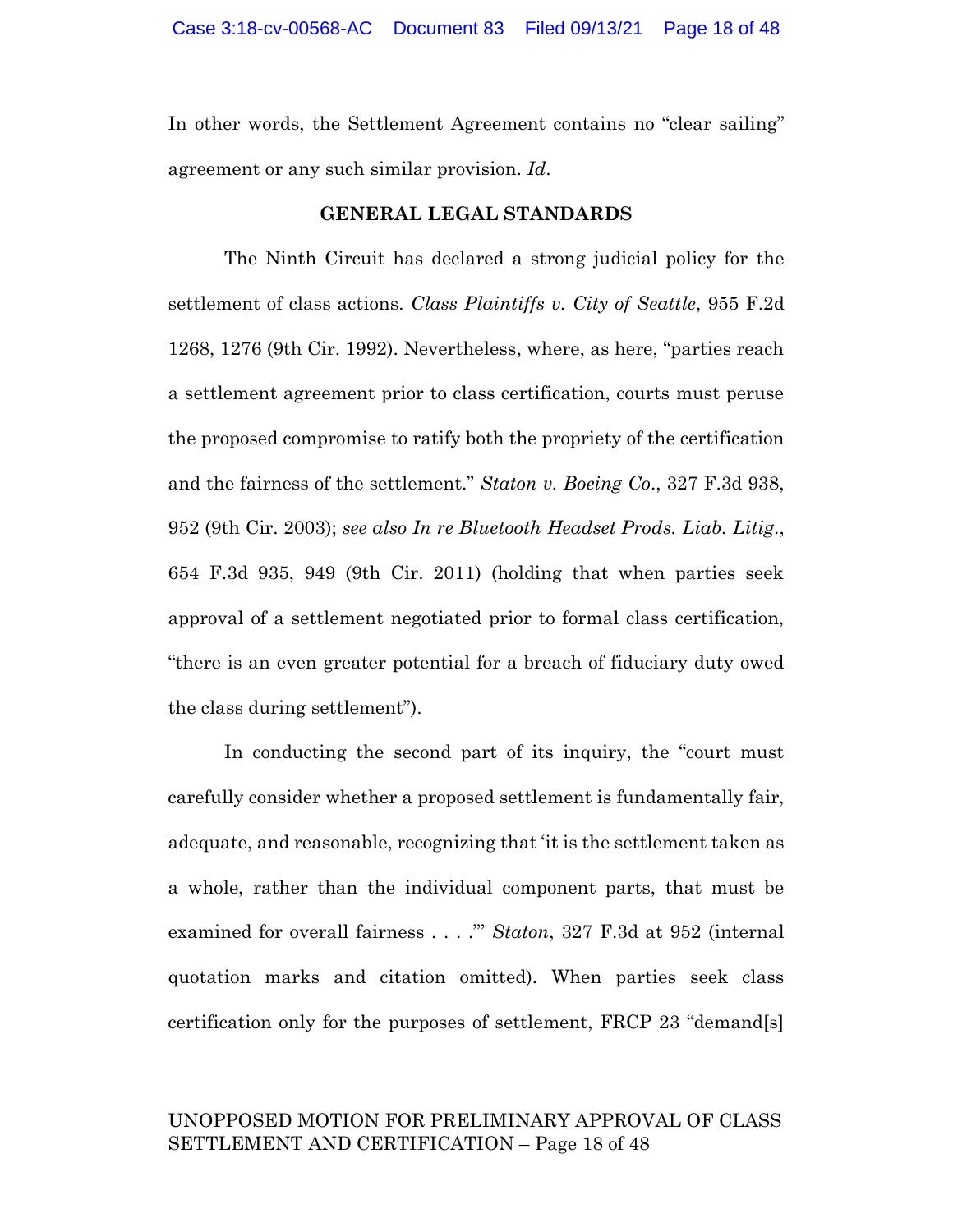In other words, the Settlement Agreement contains no "clear sailing" agreement or any such similar provision. *Id*.

**GENERAL LEGAL STANDARDS**

The Ninth Circuit has declared a strong judicial policy for the settlement of class actions. *Class Plaintiffs v. City of Seattle*, 955 F.2d 1268, 1276 (9th Cir. 1992). Nevertheless, where, as here, "parties reach a settlement agreement prior to class certification, courts must peruse the proposed compromise to ratify both the propriety of the certification and the fairness of the settlement." *Staton v. Boeing Co*., 327 F.3d 938, 952 (9th Cir. 2003); *see also In re Bluetooth Headset Prods. Liab. Litig*., 654 F.3d 935, 949 (9th Cir. 2011) (holding that when parties seek approval of a settlement negotiated prior to formal class certification, "there is an even greater potential for a breach of fiduciary duty owed the class during settlement").

In conducting the second part of its inquiry, the "court must carefully consider whether a proposed settlement is fundamentally fair, adequate, and reasonable, recognizing that 'it is the settlement taken as a whole, rather than the individual component parts, that must be examined for overall fairness . . . .'" *Staton*, 327 F.3d at 952 (internal quotation marks and citation omitted). When parties seek class certification only for the purposes of settlement, FRCP 23 "demand[s]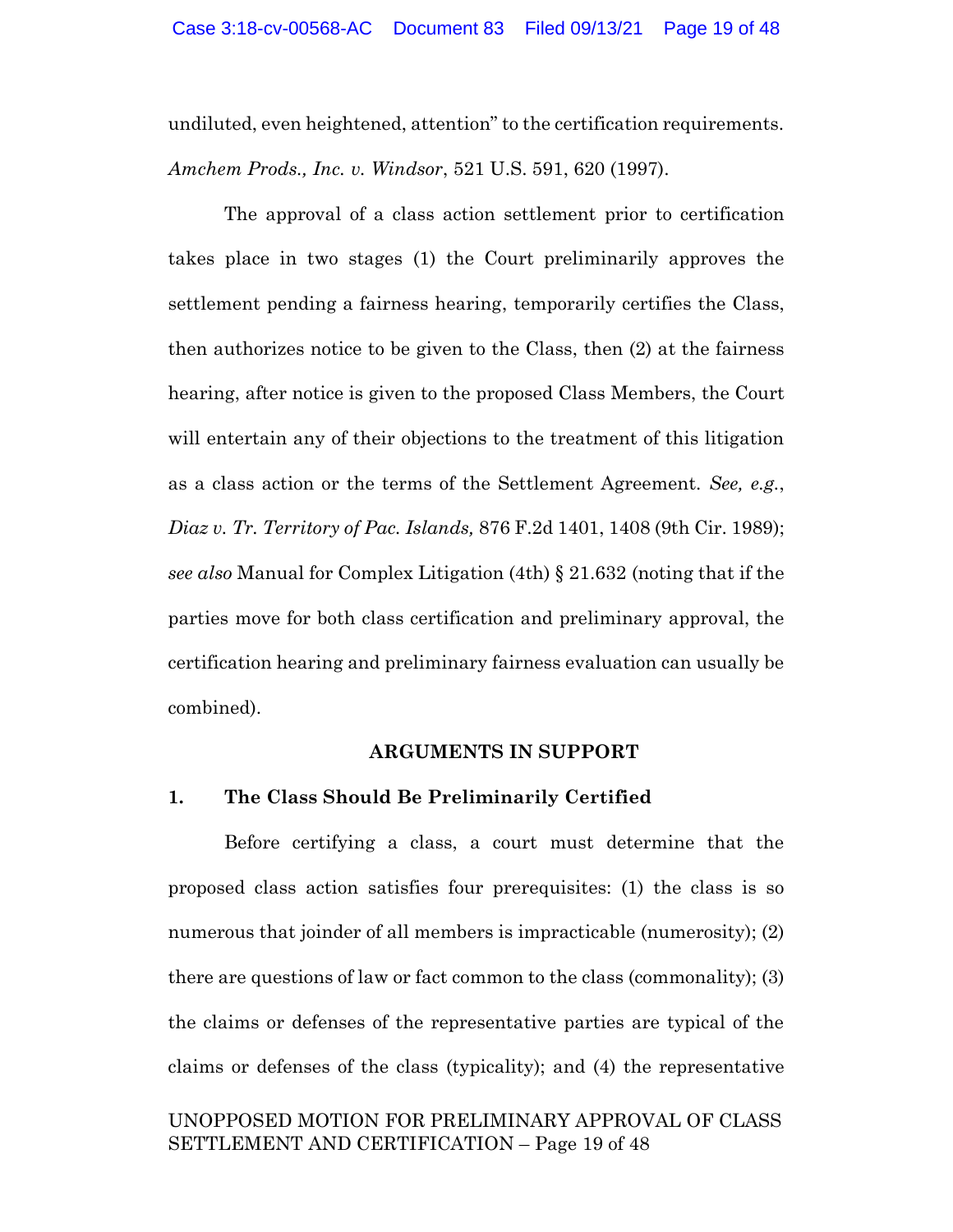undiluted, even heightened, attention" to the certification requirements. *Amchem Prods., Inc. v. Windsor*, 521 U.S. 591, 620 (1997).

The approval of a class action settlement prior to certification takes place in two stages (1) the Court preliminarily approves the settlement pending a fairness hearing, temporarily certifies the Class, then authorizes notice to be given to the Class, then (2) at the fairness hearing, after notice is given to the proposed Class Members, the Court will entertain any of their objections to the treatment of this litigation as a class action or the terms of the Settlement Agreement. *See, e.g.*, *Diaz v. Tr. Territory of Pac. Islands,* 876 F.2d 1401, 1408 (9th Cir. 1989); *see also* Manual for Complex Litigation (4th) § 21.632 (noting that if the parties move for both class certification and preliminary approval, the certification hearing and preliminary fairness evaluation can usually be combined).

## ARGUMENTS IN SUPPORT

### 1. The Class Should Be Preliminarily Certified

Before certifying a class, a court must determine that the proposed class action satisfies four prerequisites: (1) the class is so numerous that joinder of all members is impracticable (numerosity); (2) there are questions of law or fact common to the class (commonality); (3) the claims or defenses of the representative parties are typical of the claims or defenses of the class (typicality); and (4) the representative

UNOPPOSED MOTION FOR PRELIMINARY APPROVAL OF CLASS SETTLEMENT AND CERTIFICATION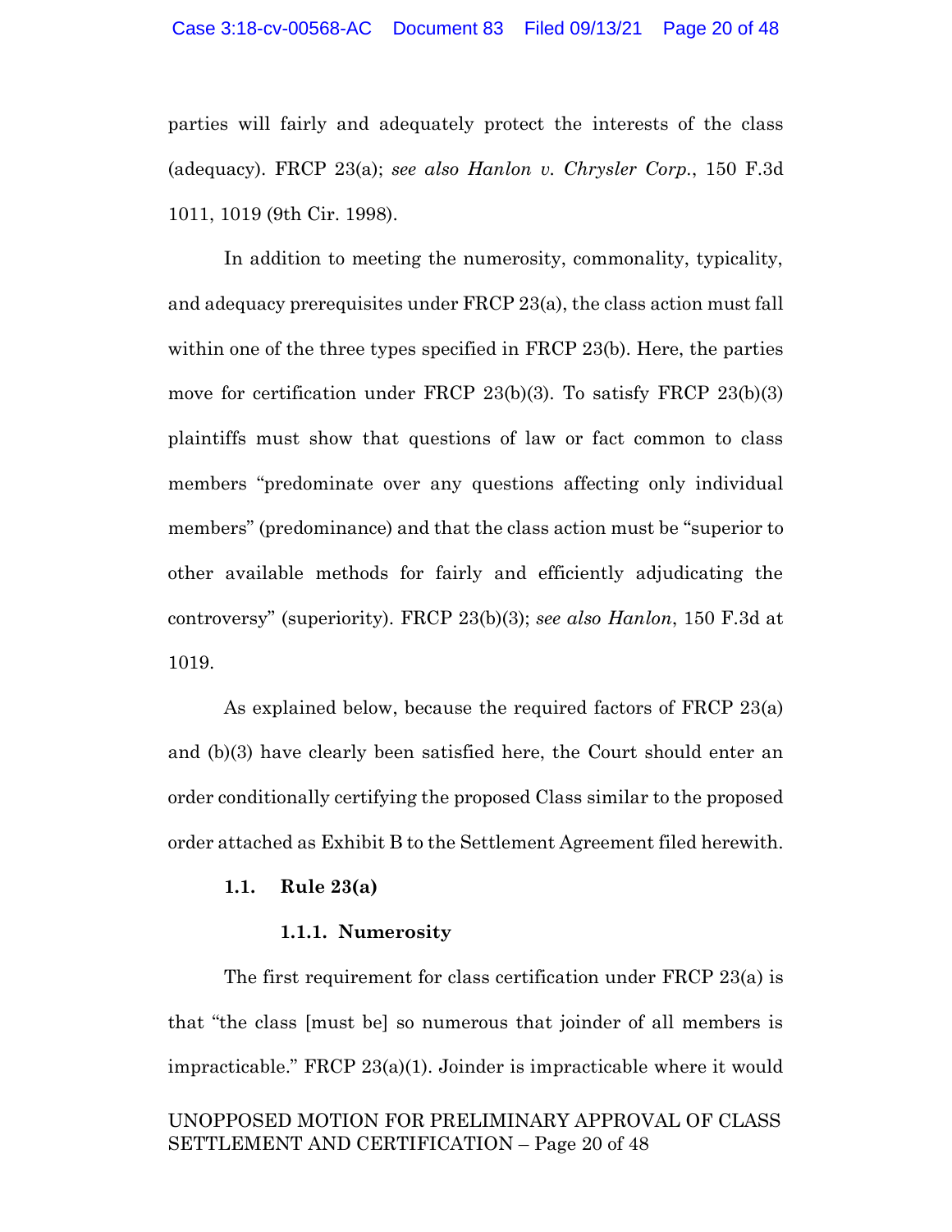parties will fairly and adequately protect the interests of the class (adequacy). FRCP 23(a); *see also Hanlon v. Chrysler Corp.*, 150 F.3d 1011, 1019 (9th Cir. 1998).

In addition to meeting the numerosity, commonality, typicality, and adequacy prerequisites under FRCP 23(a), the class action must fall within one of the three types specified in FRCP 23(b). Here, the parties move for certification under FRCP 23(b)(3). To satisfy FRCP 23(b)(3) plaintiffs must show that questions of law or fact common to class members "predominate over any questions affecting only individual members" (predominance) and that the class action must be "superior to other available methods for fairly and efficiently adjudicating the controversy" (superiority). FRCP 23(b)(3); *see also Hanlon*, 150 F.3d at 1019.

As explained below, because the required factors of FRCP 23(a) and (b)(3) have clearly been satisfied here, the Court should enter an order conditionally certifying the proposed Class similar to the proposed order attached as Exhibit B to the Settlement Agreement filed herewith.

### 1.1. Rule 23(a)

#### 1.1.1. Numerosity

The first requirement for class certification under FRCP 23(a) is that "the class [must be] so numerous that joinder of all members is impracticable." FRCP 23(a)(1). Joinder is impracticable where it would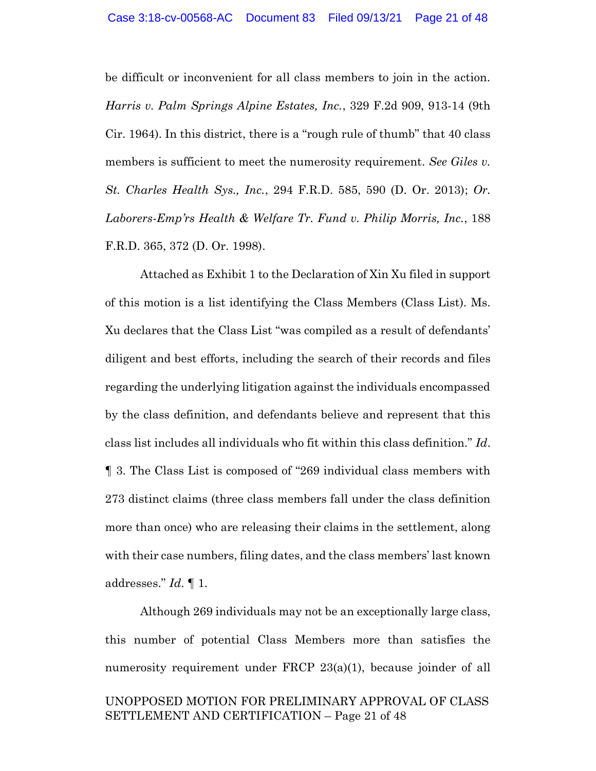be difficult or inconvenient for all class members to join in the action. *Harris v. Palm Springs Alpine Estates, Inc.*, 329 F.2d 909, 913-14 (9th Cir. 1964). In this district, there is a "rough rule of thumb" that 40 class members is sufficient to meet the numerosity requirement. *See Giles v. St. Charles Health Sys., Inc.*, 294 F.R.D. 585, 590 (D. Or. 2013); *Or. Laborers-Emp'rs Health & Welfare Tr. Fund v. Philip Morris, Inc.*, 188 F.R.D. 365, 372 (D. Or. 1998).

Attached as Exhibit 1 to the Declaration of Xin Xu filed in support of this motion is a list identifying the Class Members (Class List). Ms. Xu declares that the Class List "was compiled as a result of defendants' diligent and best efforts, including the search of their records and files regarding the underlying litigation against the individuals encompassed by the class definition, and defendants believe and represent that this class list includes all individuals who fit within this class definition." *Id.* ¶ 3. The Class List is composed of "269 individual class members with 273 distinct claims (three class members fall under the class definition more than once) who are releasing their claims in the settlement, along with their case numbers, filing dates, and the class members' last known addresses." *Id.* ¶ 1.

Although 269 individuals may not be an exceptionally large class, this number of potential Class Members more than satisfies the numerosity requirement under FRCP 23(a)(1), because joinder of all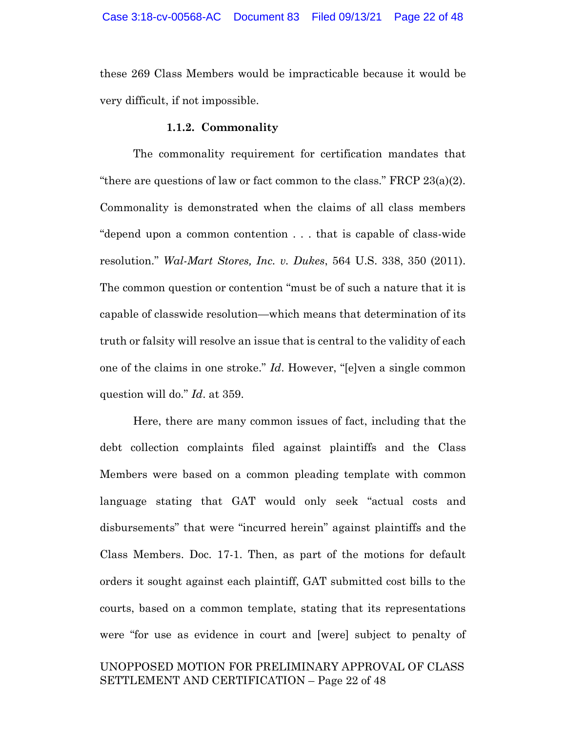these 269 Class Members would be impracticable because it would be very difficult, if not impossible.

#### 1.1.2. Commonality

The commonality requirement for certification mandates that "there are questions of law or fact common to the class." FRCP 23(a)(2). Commonality is demonstrated when the claims of all class members "depend upon a common contention . . . that is capable of class-wide resolution." *Wal-Mart Stores, Inc. v. Dukes*, 564 U.S. 338, 350 (2011). The common question or contention "must be of such a nature that it is capable of classwide resolution—which means that determination of its truth or falsity will resolve an issue that is central to the validity of each one of the claims in one stroke." *Id*. However, "[e]ven a single common question will do." *Id*. at 359.

Here, there are many common issues of fact, including that the debt collection complaints filed against plaintiffs and the Class Members were based on a common pleading template with common language stating that GAT would only seek "actual costs and disbursements" that were "incurred herein" against plaintiffs and the Class Members. Doc. 17-1. Then, as part of the motions for default orders it sought against each plaintiff, GAT submitted cost bills to the courts, based on a common template, stating that its representations were "for use as evidence in court and [were] subject to penalty of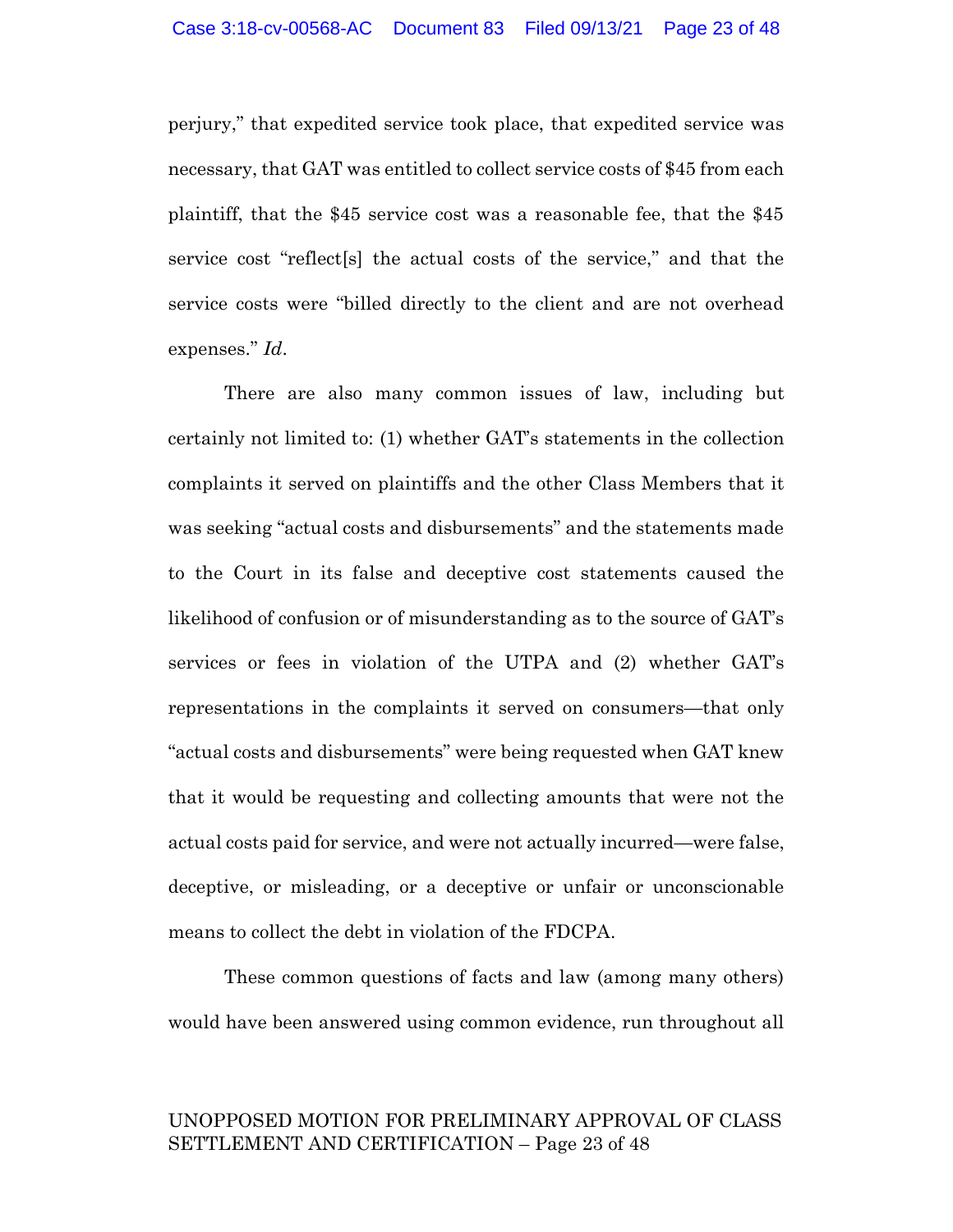perjury," that expedited service took place, that expedited service was necessary, that GAT was entitled to collect service costs of $45 from each plaintiff, that the $45 service cost was a reasonable fee, that the $45 service cost "reflect[s] the actual costs of the service," and that the service costs were "billed directly to the client and are not overhead expenses." *Id*.

There are also many common issues of law, including but certainly not limited to: (1) whether GAT's statements in the collection complaints it served on plaintiffs and the other Class Members that it was seeking "actual costs and disbursements" and the statements made to the Court in its false and deceptive cost statements caused the likelihood of confusion or of misunderstanding as to the source of GAT's services or fees in violation of the UTPA and (2) whether GAT's representations in the complaints it served on consumers—that only "actual costs and disbursements" were being requested when GAT knew that it would be requesting and collecting amounts that were not the actual costs paid for service, and were not actually incurred—were false, deceptive, or misleading, or a deceptive or unfair or unconscionable means to collect the debt in violation of the FDCPA.

These common questions of facts and law (among many others) would have been answered using common evidence, run throughout all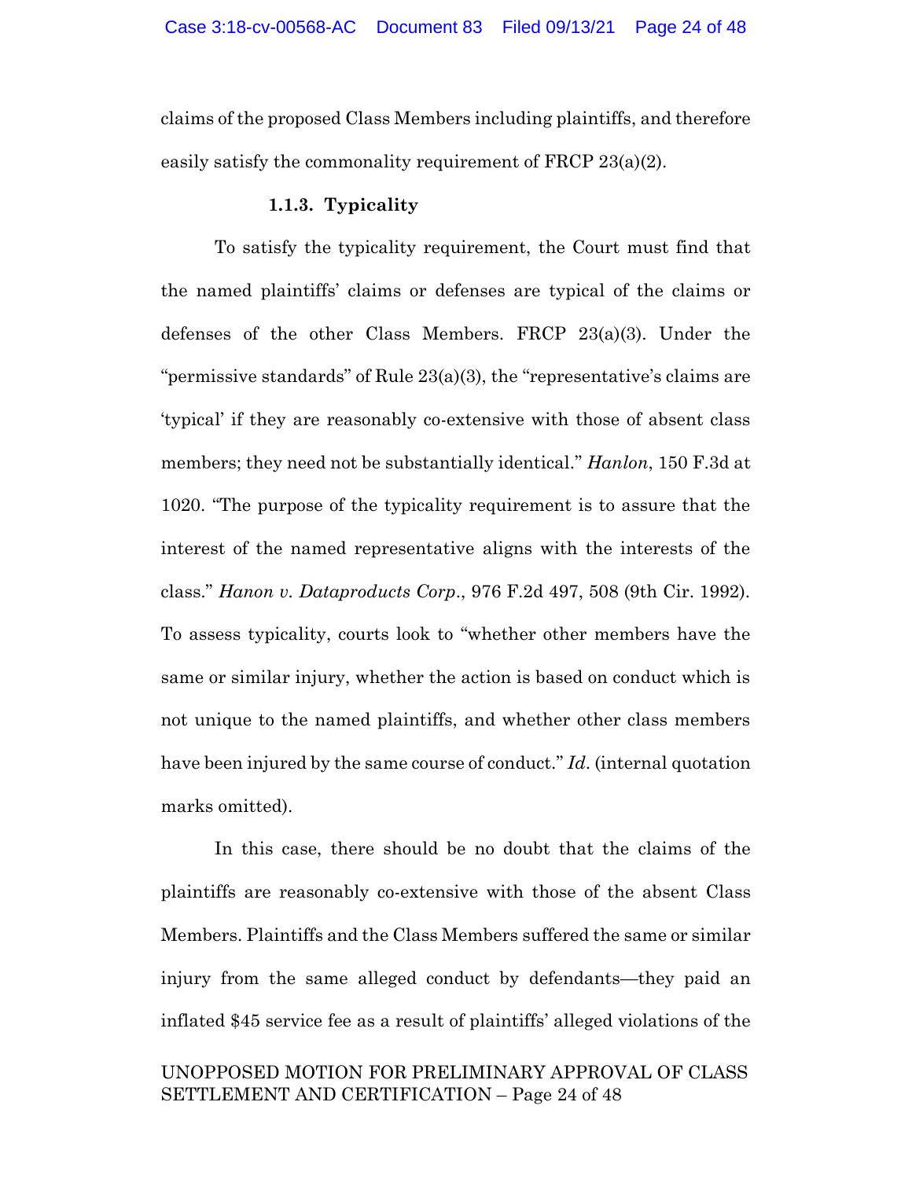claims of the proposed Class Members including plaintiffs, and therefore easily satisfy the commonality requirement of FRCP 23(a)(2).

#### 1.1.3. Typicality

To satisfy the typicality requirement, the Court must find that the named plaintiffs' claims or defenses are typical of the claims or defenses of the other Class Members. FRCP 23(a)(3). Under the "permissive standards" of Rule 23(a)(3), the "representative's claims are 'typical' if they are reasonably co-extensive with those of absent class members; they need not be substantially identical." *Hanlon*, 150 F.3d at 1020. "The purpose of the typicality requirement is to assure that the interest of the named representative aligns with the interests of the class." *Hanon v. Dataproducts Corp*., 976 F.2d 497, 508 (9th Cir. 1992). To assess typicality, courts look to "whether other members have the same or similar injury, whether the action is based on conduct which is not unique to the named plaintiffs, and whether other class members have been injured by the same course of conduct." *Id*. (internal quotation marks omitted).

In this case, there should be no doubt that the claims of the plaintiffs are reasonably co-extensive with those of the absent Class Members. Plaintiffs and the Class Members suffered the same or similar injury from the same alleged conduct by defendants—they paid an inflated $45 service fee as a result of plaintiffs' alleged violations of the

UNOPPOSED MOTION FOR PRELIMINARY APPROVAL OF CLASS SETTLEMENT AND CERTIFICATION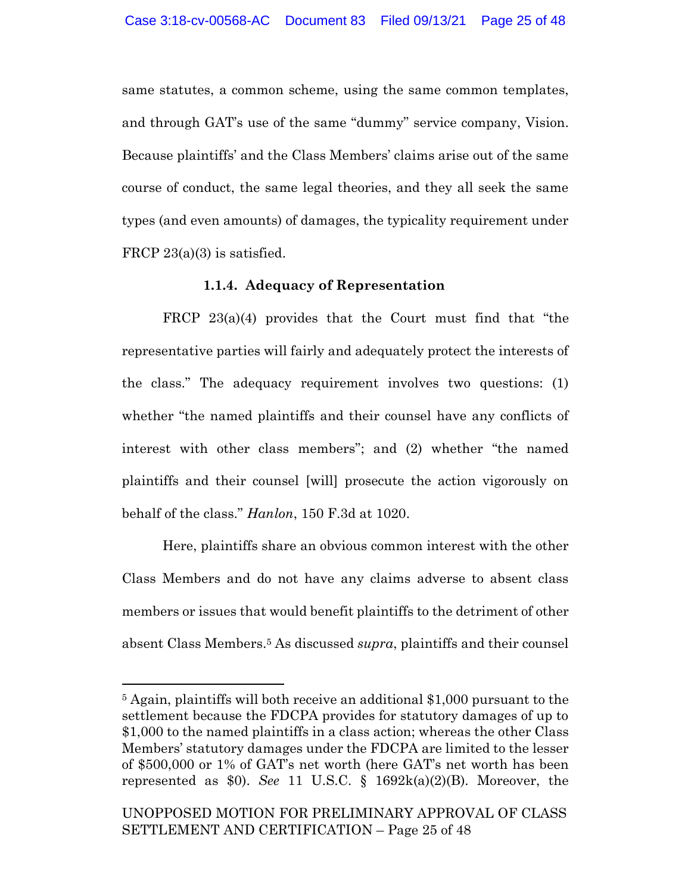same statutes, a common scheme, using the same common templates, and through GAT's use of the same "dummy" service company, Vision. Because plaintiffs' and the Class Members' claims arise out of the same course of conduct, the same legal theories, and they all seek the same types (and even amounts) of damages, the typicality requirement under FRCP 23(a)(3) is satisfied.

#### 1.1.4. Adequacy of Representation

FRCP 23(a)(4) provides that the Court must find that "the representative parties will fairly and adequately protect the interests of the class." The adequacy requirement involves two questions: (1) whether "the named plaintiffs and their counsel have any conflicts of interest with other class members"; and (2) whether "the named plaintiffs and their counsel [will] prosecute the action vigorously on behalf of the class." *Hanlon*, 150 F.3d at 1020.

Here, plaintiffs share an obvious common interest with the other Class Members and do not have any claims adverse to absent class members or issues that would benefit plaintiffs to the detriment of other absent Class Members.[5] As discussed *supra*, plaintiffs and their counsel

---

[5] Again, plaintiffs will both receive an additional $1,000 pursuant to the settlement because the FDCPA provides for statutory damages of up to $1,000 to the named plaintiffs in a class action; whereas the other Class Members' statutory damages under the FDCPA are limited to the lesser of $500,000 or 1% of GAT's net worth (here GAT's net worth has been represented as $0). *See* 11 U.S.C. § 1692k(a)(2)(B). Moreover, the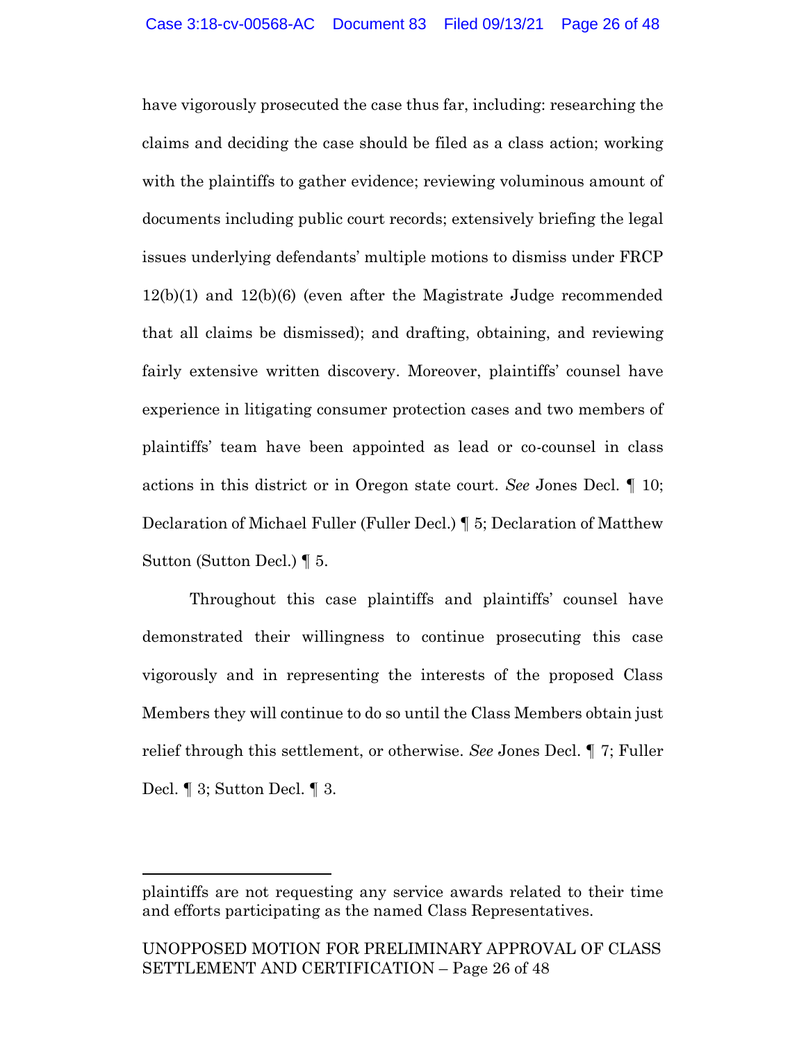have vigorously prosecuted the case thus far, including: researching the claims and deciding the case should be filed as a class action; working with the plaintiffs to gather evidence; reviewing voluminous amount of documents including public court records; extensively briefing the legal issues underlying defendants' multiple motions to dismiss under FRCP 12(b)(1) and 12(b)(6) (even after the Magistrate Judge recommended that all claims be dismissed); and drafting, obtaining, and reviewing fairly extensive written discovery. Moreover, plaintiffs' counsel have experience in litigating consumer protection cases and two members of plaintiffs' team have been appointed as lead or co-counsel in class actions in this district or in Oregon state court. *See* Jones Decl. ¶ 10; Declaration of Michael Fuller (Fuller Decl.) ¶ 5; Declaration of Matthew Sutton (Sutton Decl.) ¶ 5.

Throughout this case plaintiffs and plaintiffs' counsel have demonstrated their willingness to continue prosecuting this case vigorously and in representing the interests of the proposed Class Members they will continue to do so until the Class Members obtain just relief through this settlement, or otherwise. *See* Jones Decl. ¶ 7; Fuller Decl. ¶ 3; Sutton Decl. ¶ 3.

---

plaintiffs are not requesting any service awards related to their time and efforts participating as the named Class Representatives.

UNOPPOSED MOTION FOR PRELIMINARY APPROVAL OF CLASS SETTLEMENT AND CERTIFICATION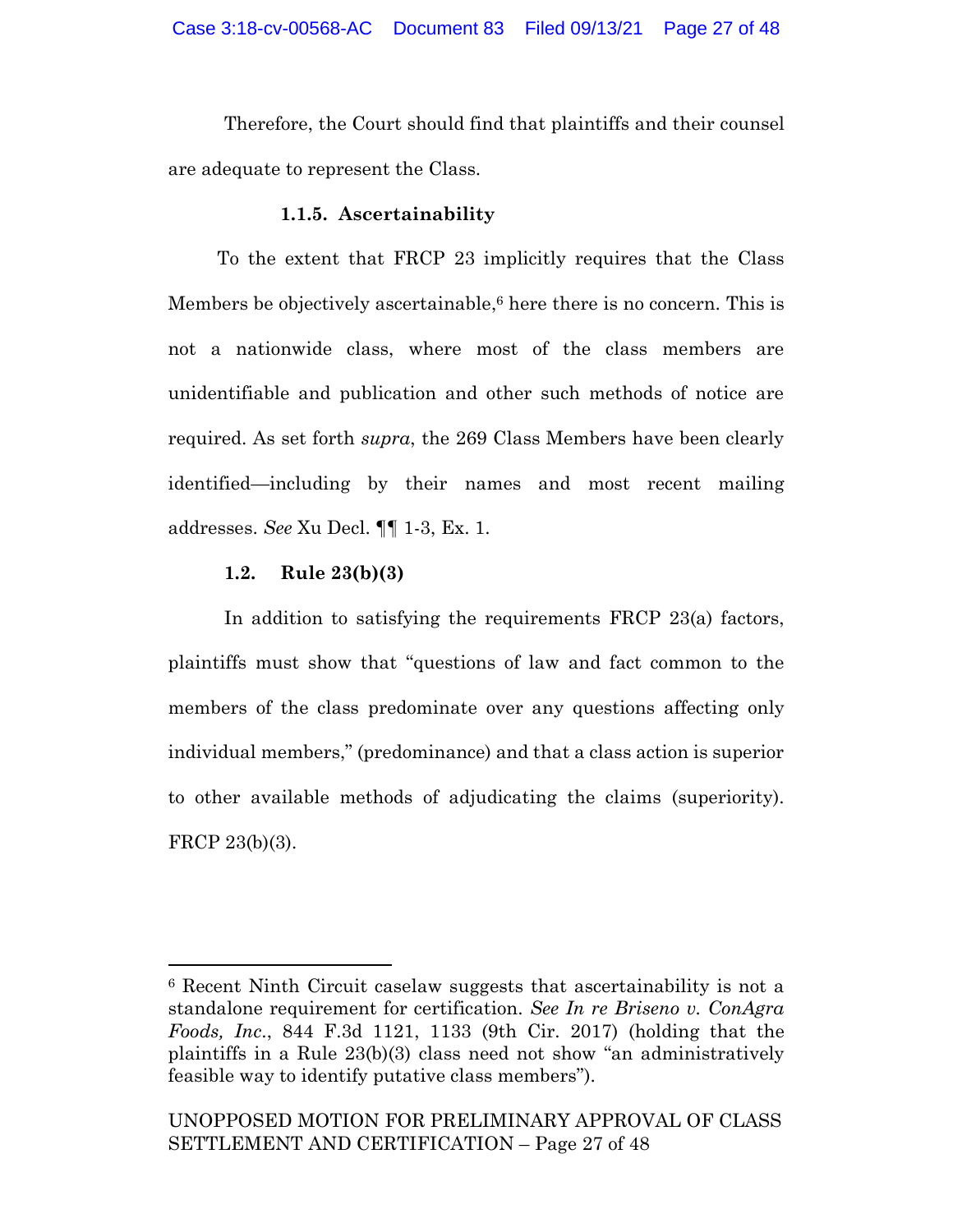Therefore, the Court should find that plaintiffs and their counsel are adequate to represent the Class.

#### 1.1.5. Ascertainability

To the extent that FRCP 23 implicitly requires that the Class Members be objectively ascertainable,[6] here there is no concern. This is not a nationwide class, where most of the class members are unidentifiable and publication and other such methods of notice are required. As set forth *supra*, the 269 Class Members have been clearly identified—including by their names and most recent mailing addresses. *See* Xu Decl. ¶¶ 1-3, Ex. 1.

### 1.2. Rule 23(b)(3)

In addition to satisfying the requirements FRCP 23(a) factors, plaintiffs must show that "questions of law and fact common to the members of the class predominate over any questions affecting only individual members," (predominance) and that a class action is superior to other available methods of adjudicating the claims (superiority). FRCP 23(b)(3).

---

[6] Recent Ninth Circuit caselaw suggests that ascertainability is not a standalone requirement for certification. *See In re Briseno v. ConAgra Foods, Inc.*, 844 F.3d 1121, 1133 (9th Cir. 2017) (holding that the plaintiffs in a Rule 23(b)(3) class need not show "an administratively feasible way to identify putative class members").

UNOPPOSED MOTION FOR PRELIMINARY APPROVAL OF CLASS SETTLEMENT AND CERTIFICATION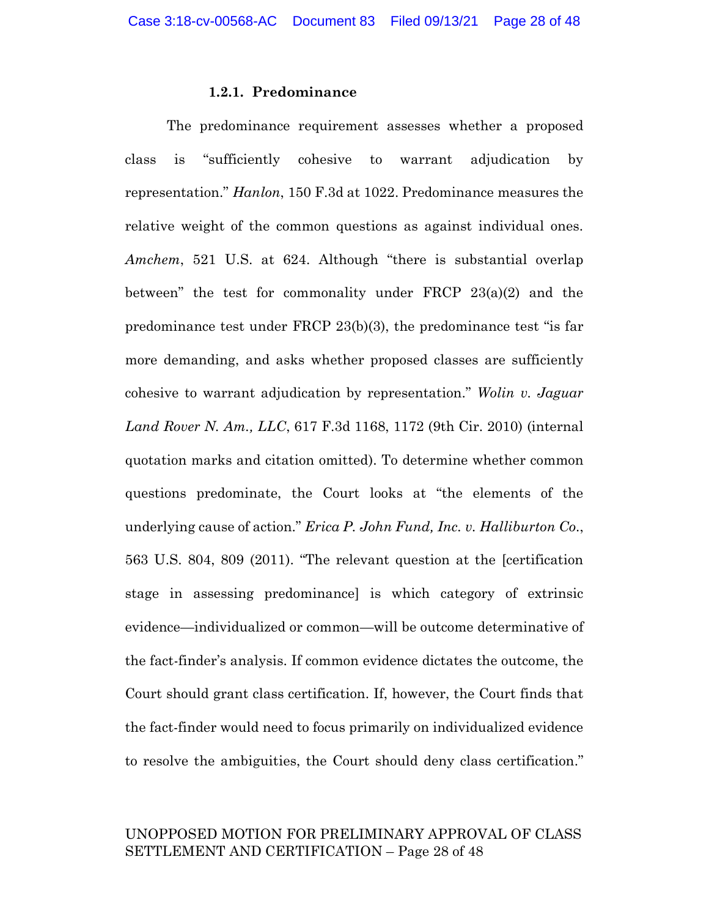#### 1.2.1. Predominance

The predominance requirement assesses whether a proposed class is "sufficiently cohesive to warrant adjudication by representation." *Hanlon*, 150 F.3d at 1022. Predominance measures the relative weight of the common questions as against individual ones. *Amchem*, 521 U.S. at 624. Although "there is substantial overlap between" the test for commonality under FRCP 23(a)(2) and the predominance test under FRCP 23(b)(3), the predominance test "is far more demanding, and asks whether proposed classes are sufficiently cohesive to warrant adjudication by representation." *Wolin v. Jaguar Land Rover N. Am., LLC*, 617 F.3d 1168, 1172 (9th Cir. 2010) (internal quotation marks and citation omitted). To determine whether common questions predominate, the Court looks at "the elements of the underlying cause of action." *Erica P. John Fund, Inc. v. Halliburton Co.*, 563 U.S. 804, 809 (2011). "The relevant question at the [certification stage in assessing predominance] is which category of extrinsic evidence—individualized or common—will be outcome determinative of the fact-finder's analysis. If common evidence dictates the outcome, the Court should grant class certification. If, however, the Court finds that the fact-finder would need to focus primarily on individualized evidence to resolve the ambiguities, the Court should deny class certification."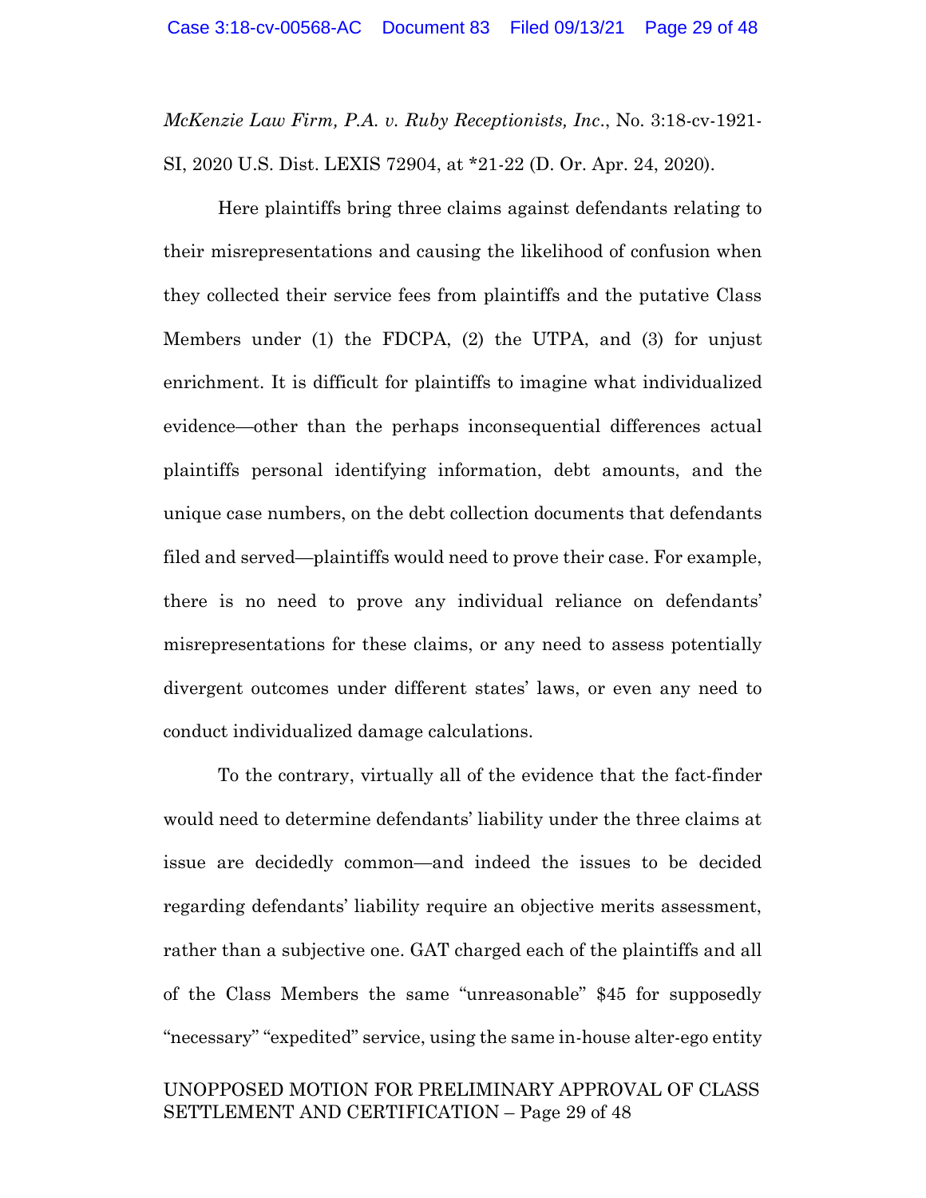*McKenzie Law Firm, P.A. v. Ruby Receptionists, Inc*., No. 3:18-cv-1921-SI, 2020 U.S. Dist. LEXIS 72904, at *21-22 (D. Or. Apr. 24, 2020).

Here plaintiffs bring three claims against defendants relating to their misrepresentations and causing the likelihood of confusion when they collected their service fees from plaintiffs and the putative Class Members under (1) the FDCPA, (2) the UTPA, and (3) for unjust enrichment. It is difficult for plaintiffs to imagine what individualized evidence—other than the perhaps inconsequential differences actual plaintiffs personal identifying information, debt amounts, and the unique case numbers, on the debt collection documents that defendants filed and served—plaintiffs would need to prove their case. For example, there is no need to prove any individual reliance on defendants' misrepresentations for these claims, or any need to assess potentially divergent outcomes under different states' laws, or even any need to conduct individualized damage calculations.

To the contrary, virtually all of the evidence that the fact-finder would need to determine defendants' liability under the three claims at issue are decidedly common—and indeed the issues to be decided regarding defendants' liability require an objective merits assessment, rather than a subjective one. GAT charged each of the plaintiffs and all of the Class Members the same "unreasonable" $45 for supposedly "necessary" "expedited" service, using the same in-house alter-ego entity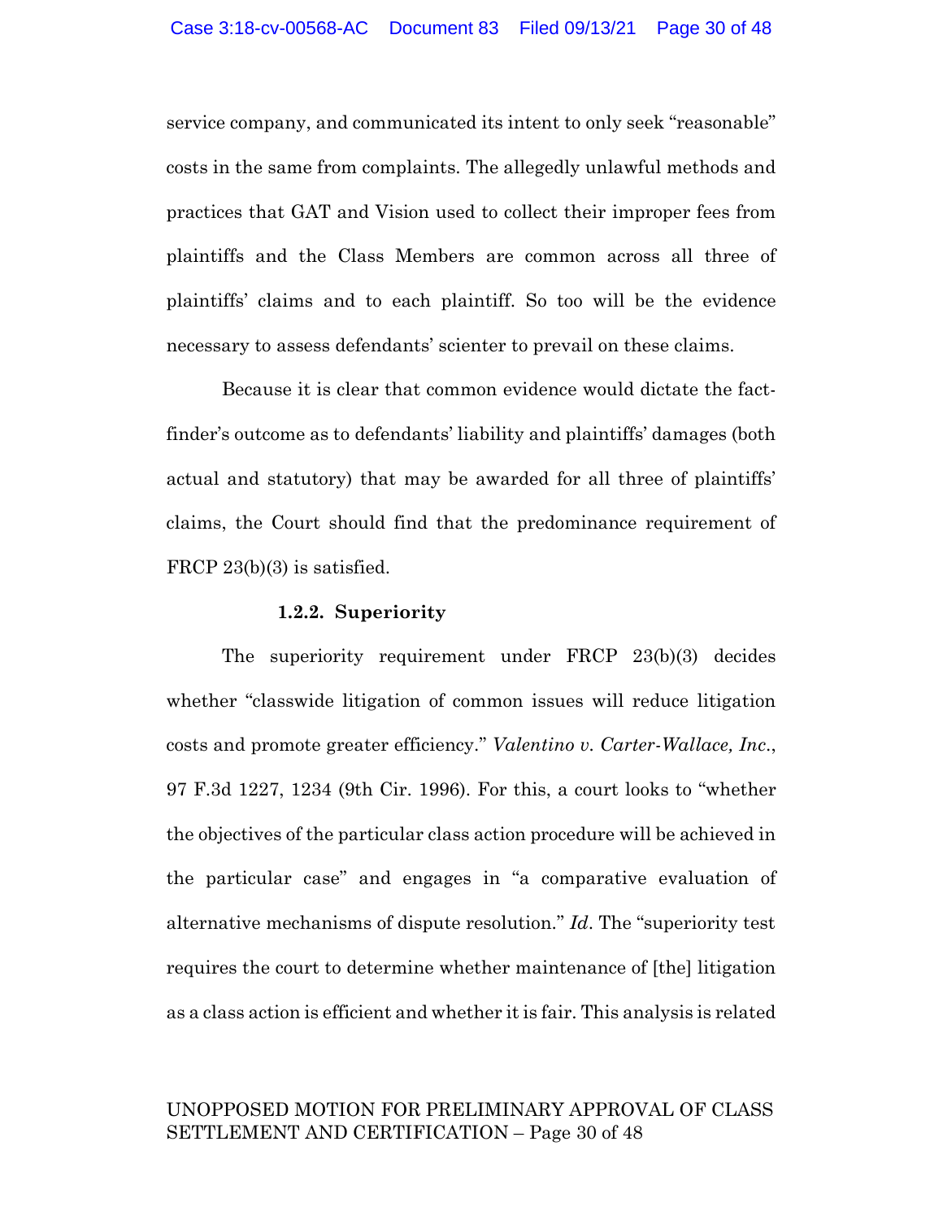service company, and communicated its intent to only seek "reasonable" costs in the same from complaints. The allegedly unlawful methods and practices that GAT and Vision used to collect their improper fees from plaintiffs and the Class Members are common across all three of plaintiffs' claims and to each plaintiff. So too will be the evidence necessary to assess defendants' scienter to prevail on these claims.

Because it is clear that common evidence would dictate the fact-finder's outcome as to defendants' liability and plaintiffs' damages (both actual and statutory) that may be awarded for all three of plaintiffs' claims, the Court should find that the predominance requirement of FRCP 23(b)(3) is satisfied.

#### 1.2.2. Superiority

The superiority requirement under FRCP 23(b)(3) decides whether "classwide litigation of common issues will reduce litigation costs and promote greater efficiency." *Valentino v. Carter-Wallace, Inc.*, 97 F.3d 1227, 1234 (9th Cir. 1996). For this, a court looks to "whether the objectives of the particular class action procedure will be achieved in the particular case" and engages in "a comparative evaluation of alternative mechanisms of dispute resolution." *Id*. The "superiority test requires the court to determine whether maintenance of [the] litigation as a class action is efficient and whether it is fair. This analysis is related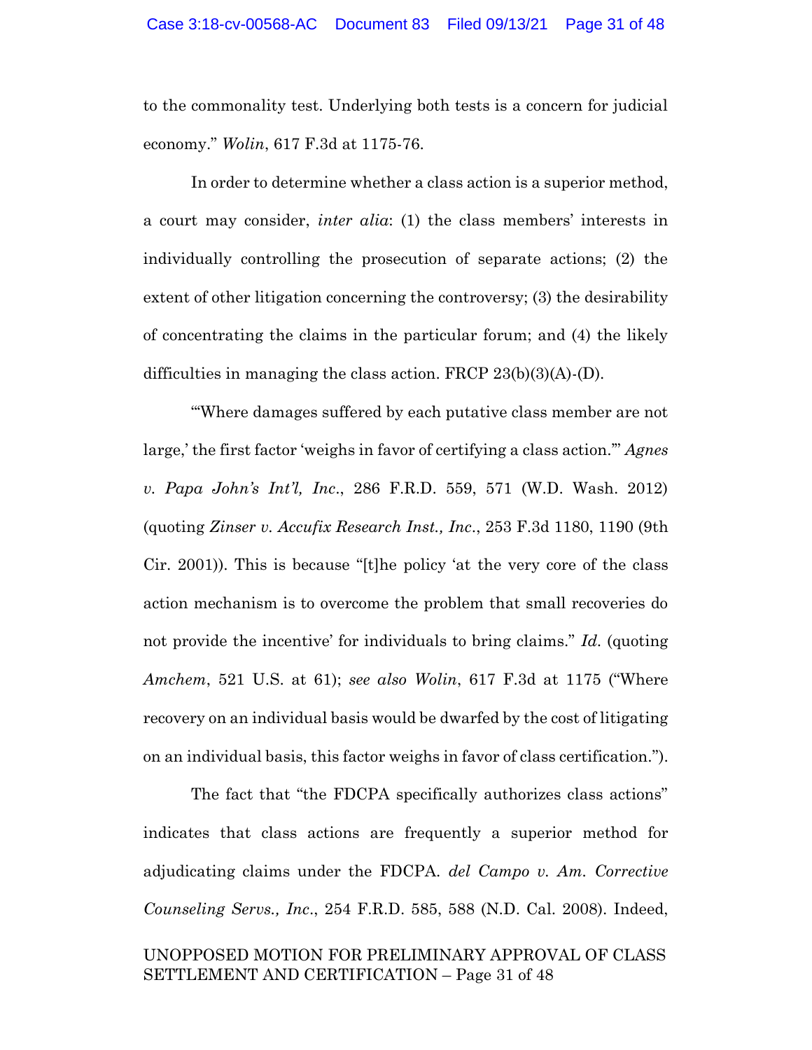to the commonality test. Underlying both tests is a concern for judicial economy." *Wolin*, 617 F.3d at 1175-76.

In order to determine whether a class action is a superior method, a court may consider, *inter alia*: (1) the class members' interests in individually controlling the prosecution of separate actions; (2) the extent of other litigation concerning the controversy; (3) the desirability of concentrating the claims in the particular forum; and (4) the likely difficulties in managing the class action. FRCP 23(b)(3)(A)-(D).

"'Where damages suffered by each putative class member are not large,' the first factor 'weighs in favor of certifying a class action.'" *Agnes v. Papa John's Int'l, Inc.*, 286 F.R.D. 559, 571 (W.D. Wash. 2012) (quoting *Zinser v. Accufix Research Inst., Inc.*, 253 F.3d 1180, 1190 (9th Cir. 2001)). This is because "[t]he policy 'at the very core of the class action mechanism is to overcome the problem that small recoveries do not provide the incentive' for individuals to bring claims." *Id.* (quoting *Amchem*, 521 U.S. at 61); *see also Wolin*, 617 F.3d at 1175 ("Where recovery on an individual basis would be dwarfed by the cost of litigating on an individual basis, this factor weighs in favor of class certification.").

The fact that "the FDCPA specifically authorizes class actions" indicates that class actions are frequently a superior method for adjudicating claims under the FDCPA. *del Campo v. Am. Corrective Counseling Servs., Inc.*, 254 F.R.D. 585, 588 (N.D. Cal. 2008). Indeed,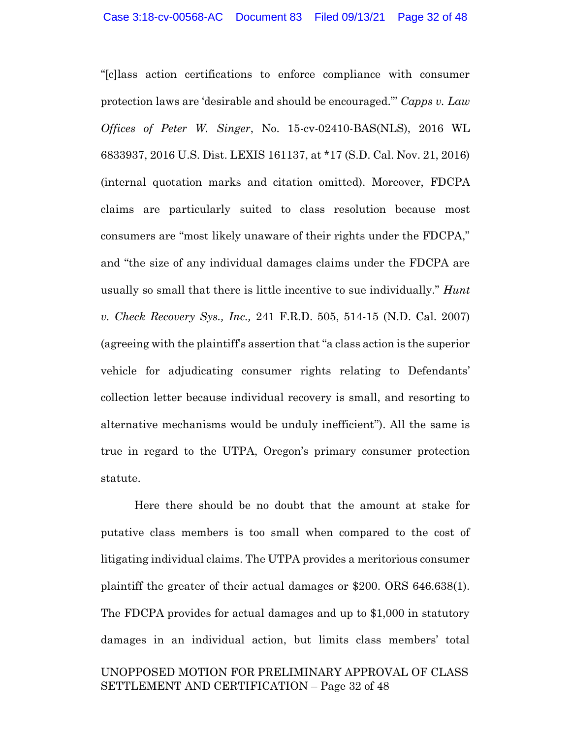"[c]lass action certifications to enforce compliance with consumer protection laws are 'desirable and should be encouraged.'" *Capps v. Law Offices of Peter W. Singer*, No. 15-cv-02410-BAS(NLS), 2016 WL 6833937, 2016 U.S. Dist. LEXIS 161137, at *17 (S.D. Cal. Nov. 21, 2016) (internal quotation marks and citation omitted). Moreover, FDCPA claims are particularly suited to class resolution because most consumers are "most likely unaware of their rights under the FDCPA," and "the size of any individual damages claims under the FDCPA are usually so small that there is little incentive to sue individually." *Hunt v. Check Recovery Sys., Inc.,* 241 F.R.D. 505, 514-15 (N.D. Cal. 2007) (agreeing with the plaintiff's assertion that "a class action is the superior vehicle for adjudicating consumer rights relating to Defendants' collection letter because individual recovery is small, and resorting to alternative mechanisms would be unduly inefficient"). All the same is true in regard to the UTPA, Oregon's primary consumer protection statute.

Here there should be no doubt that the amount at stake for putative class members is too small when compared to the cost of litigating individual claims. The UTPA provides a meritorious consumer plaintiff the greater of their actual damages or $200. ORS 646.638(1). The FDCPA provides for actual damages and up to $1,000 in statutory damages in an individual action, but limits class members' total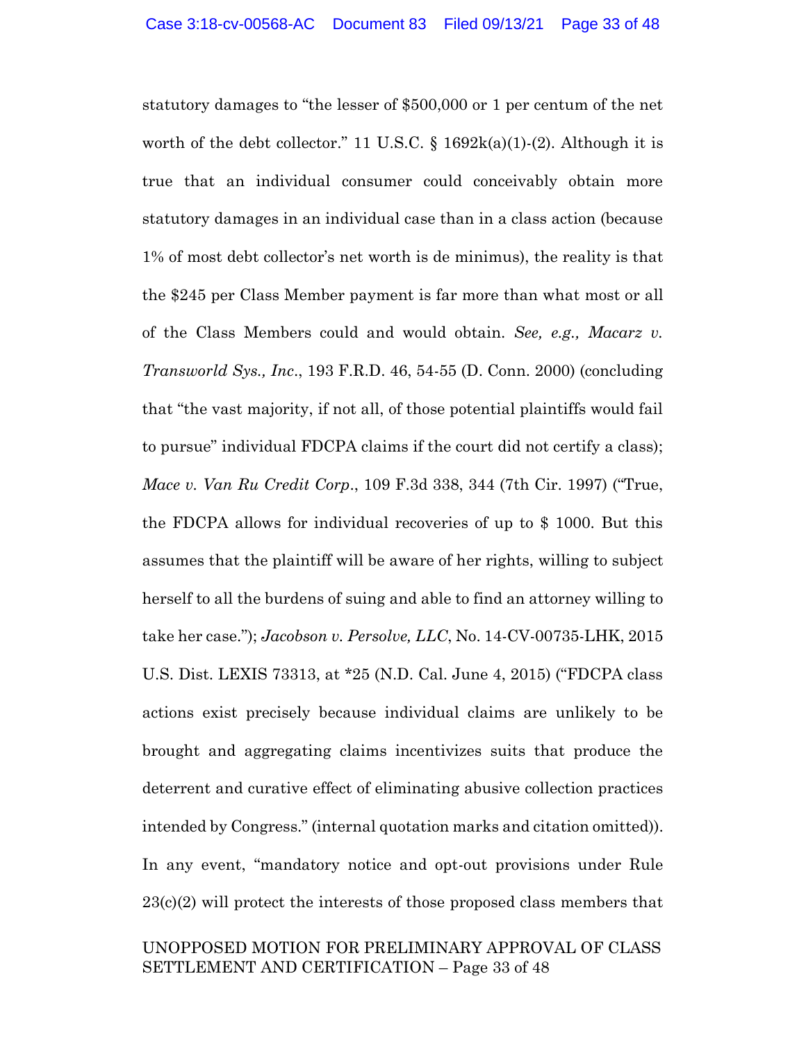statutory damages to "the lesser of $500,000 or 1 per centum of the net worth of the debt collector." 11 U.S.C. § 1692k(a)(1)-(2). Although it is true that an individual consumer could conceivably obtain more statutory damages in an individual case than in a class action (because 1% of most debt collector's net worth is de minimus), the reality is that the $245 per Class Member payment is far more than what most or all of the Class Members could and would obtain. *See, e.g., Macarz v. Transworld Sys., Inc*., 193 F.R.D. 46, 54-55 (D. Conn. 2000) (concluding that "the vast majority, if not all, of those potential plaintiffs would fail to pursue" individual FDCPA claims if the court did not certify a class); *Mace v. Van Ru Credit Corp*., 109 F.3d 338, 344 (7th Cir. 1997) ("True, the FDCPA allows for individual recoveries of up to $ 1000. But this assumes that the plaintiff will be aware of her rights, willing to subject herself to all the burdens of suing and able to find an attorney willing to take her case."); *Jacobson v. Persolve, LLC*, No. 14-CV-00735-LHK, 2015 U.S. Dist. LEXIS 73313, at *25 (N.D. Cal. June 4, 2015) ("FDCPA class actions exist precisely because individual claims are unlikely to be brought and aggregating claims incentivizes suits that produce the deterrent and curative effect of eliminating abusive collection practices intended by Congress." (internal quotation marks and citation omitted)). In any event, "mandatory notice and opt-out provisions under Rule 23(c)(2) will protect the interests of those proposed class members that

UNOPPOSED MOTION FOR PRELIMINARY APPROVAL OF CLASS SETTLEMENT AND CERTIFICATION – Page 33 of 48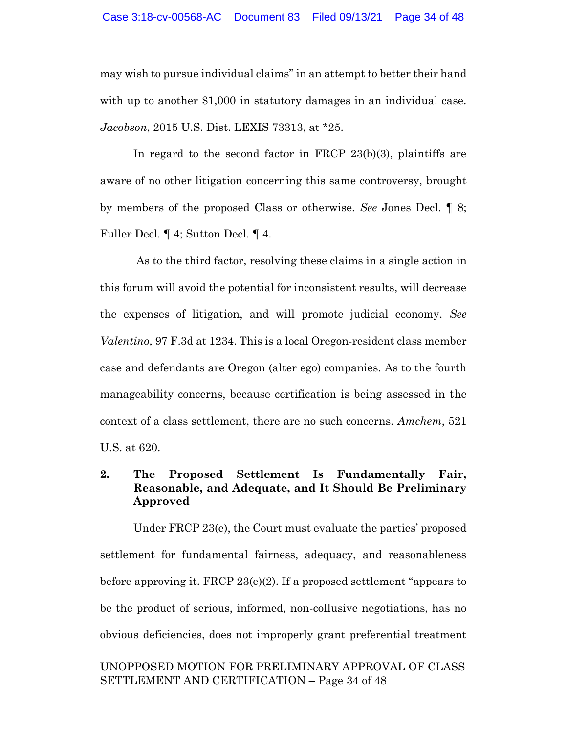may wish to pursue individual claims" in an attempt to better their hand with up to another $1,000 in statutory damages in an individual case. *Jacobson*, 2015 U.S. Dist. LEXIS 73313, at *25.

In regard to the second factor in FRCP 23(b)(3), plaintiffs are aware of no other litigation concerning this same controversy, brought by members of the proposed Class or otherwise. *See* Jones Decl. ¶ 8; Fuller Decl. ¶ 4; Sutton Decl. ¶ 4.

As to the third factor, resolving these claims in a single action in this forum will avoid the potential for inconsistent results, will decrease the expenses of litigation, and will promote judicial economy. *See* *Valentino*, 97 F.3d at 1234. This is a local Oregon-resident class member case and defendants are Oregon (alter ego) companies. As to the fourth manageability concerns, because certification is being assessed in the context of a class settlement, there are no such concerns. *Amchem*, 521 U.S. at 620.

### 2. The Proposed Settlement Is Fundamentally Fair, Reasonable, and Adequate, and It Should Be Preliminary Approved

Under FRCP 23(e), the Court must evaluate the parties' proposed settlement for fundamental fairness, adequacy, and reasonableness before approving it. FRCP 23(e)(2). If a proposed settlement "appears to be the product of serious, informed, non-collusive negotiations, has no obvious deficiencies, does not improperly grant preferential treatment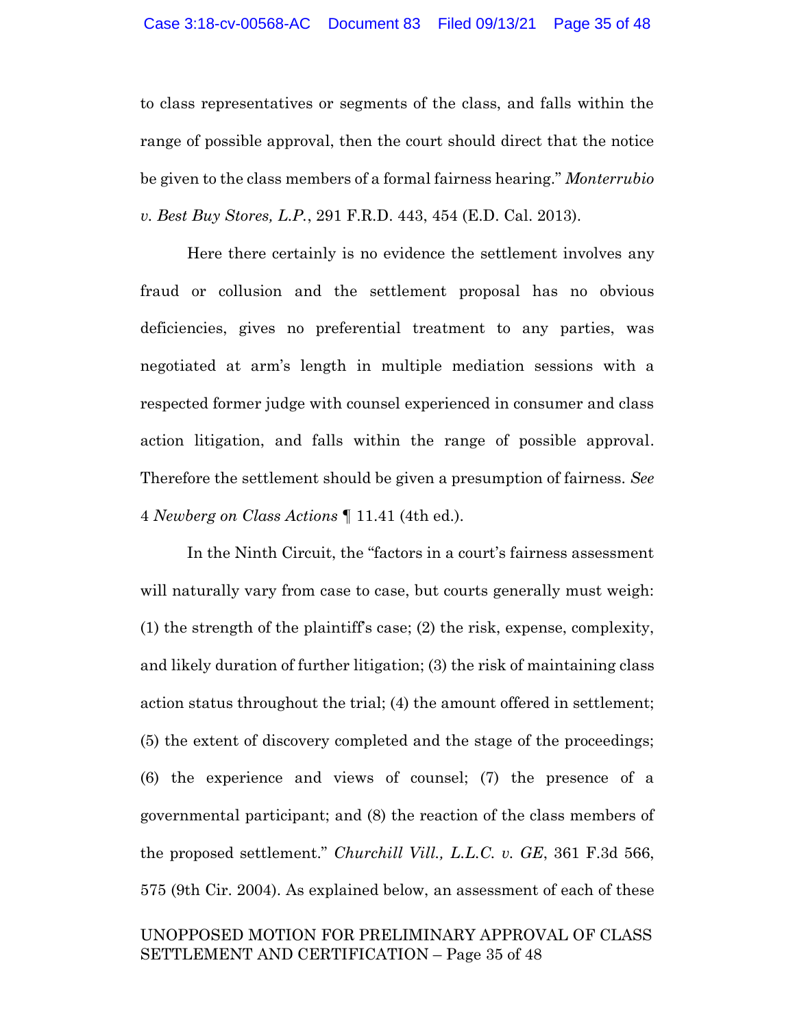to class representatives or segments of the class, and falls within the range of possible approval, then the court should direct that the notice be given to the class members of a formal fairness hearing." *Monterrubio v. Best Buy Stores, L.P.*, 291 F.R.D. 443, 454 (E.D. Cal. 2013).

Here there certainly is no evidence the settlement involves any fraud or collusion and the settlement proposal has no obvious deficiencies, gives no preferential treatment to any parties, was negotiated at arm's length in multiple mediation sessions with a respected former judge with counsel experienced in consumer and class action litigation, and falls within the range of possible approval. Therefore the settlement should be given a presumption of fairness. *See* 4 *Newberg on Class Actions* ¶ 11.41 (4th ed.).

In the Ninth Circuit, the "factors in a court's fairness assessment will naturally vary from case to case, but courts generally must weigh: (1) the strength of the plaintiff's case; (2) the risk, expense, complexity, and likely duration of further litigation; (3) the risk of maintaining class action status throughout the trial; (4) the amount offered in settlement; (5) the extent of discovery completed and the stage of the proceedings; (6) the experience and views of counsel; (7) the presence of a governmental participant; and (8) the reaction of the class members of the proposed settlement." *Churchill Vill., L.L.C. v. GE*, 361 F.3d 566, 575 (9th Cir. 2004). As explained below, an assessment of each of these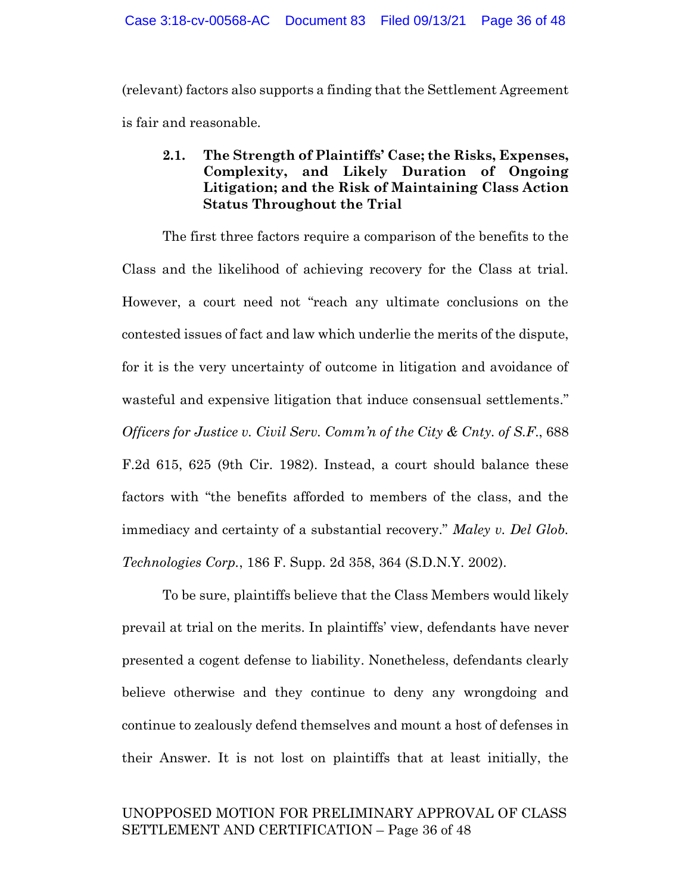(relevant) factors also supports a finding that the Settlement Agreement is fair and reasonable.

### 2.1. The Strength of Plaintiffs' Case; the Risks, Expenses, Complexity, and Likely Duration of Ongoing Litigation; and the Risk of Maintaining Class Action Status Throughout the Trial

The first three factors require a comparison of the benefits to the Class and the likelihood of achieving recovery for the Class at trial. However, a court need not "reach any ultimate conclusions on the contested issues of fact and law which underlie the merits of the dispute, for it is the very uncertainty of outcome in litigation and avoidance of wasteful and expensive litigation that induce consensual settlements." *Officers for Justice v. Civil Serv. Comm'n of the City & Cnty. of S.F.*, 688 F.2d 615, 625 (9th Cir. 1982). Instead, a court should balance these factors with "the benefits afforded to members of the class, and the immediacy and certainty of a substantial recovery." *Maley v. Del Glob. Technologies Corp.*, 186 F. Supp. 2d 358, 364 (S.D.N.Y. 2002).

To be sure, plaintiffs believe that the Class Members would likely prevail at trial on the merits. In plaintiffs' view, defendants have never presented a cogent defense to liability. Nonetheless, defendants clearly believe otherwise and they continue to deny any wrongdoing and continue to zealously defend themselves and mount a host of defenses in their Answer. It is not lost on plaintiffs that at least initially, the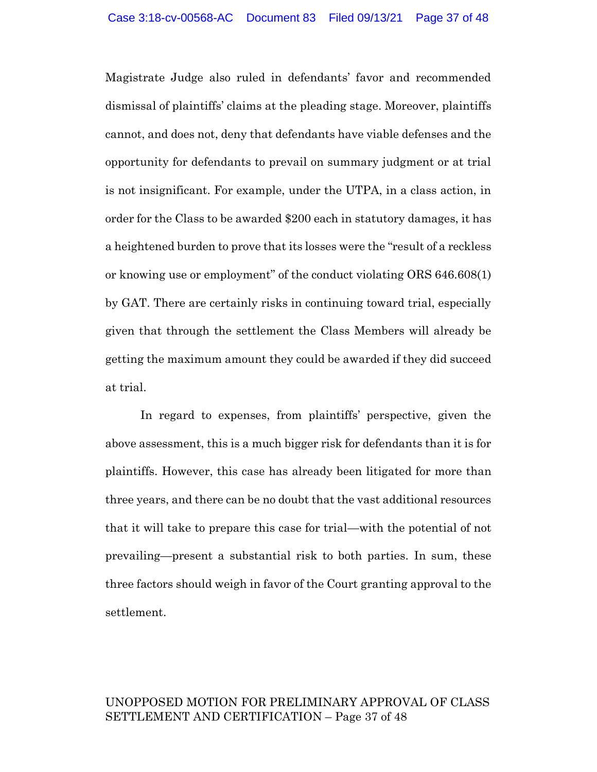Magistrate Judge also ruled in defendants' favor and recommended dismissal of plaintiffs' claims at the pleading stage. Moreover, plaintiffs cannot, and does not, deny that defendants have viable defenses and the opportunity for defendants to prevail on summary judgment or at trial is not insignificant. For example, under the UTPA, in a class action, in order for the Class to be awarded $200 each in statutory damages, it has a heightened burden to prove that its losses were the "result of a reckless or knowing use or employment" of the conduct violating ORS 646.608(1) by GAT. There are certainly risks in continuing toward trial, especially given that through the settlement the Class Members will already be getting the maximum amount they could be awarded if they did succeed at trial.

In regard to expenses, from plaintiffs' perspective, given the above assessment, this is a much bigger risk for defendants than it is for plaintiffs. However, this case has already been litigated for more than three years, and there can be no doubt that the vast additional resources that it will take to prepare this case for trial—with the potential of not prevailing—present a substantial risk to both parties. In sum, these three factors should weigh in favor of the Court granting approval to the settlement.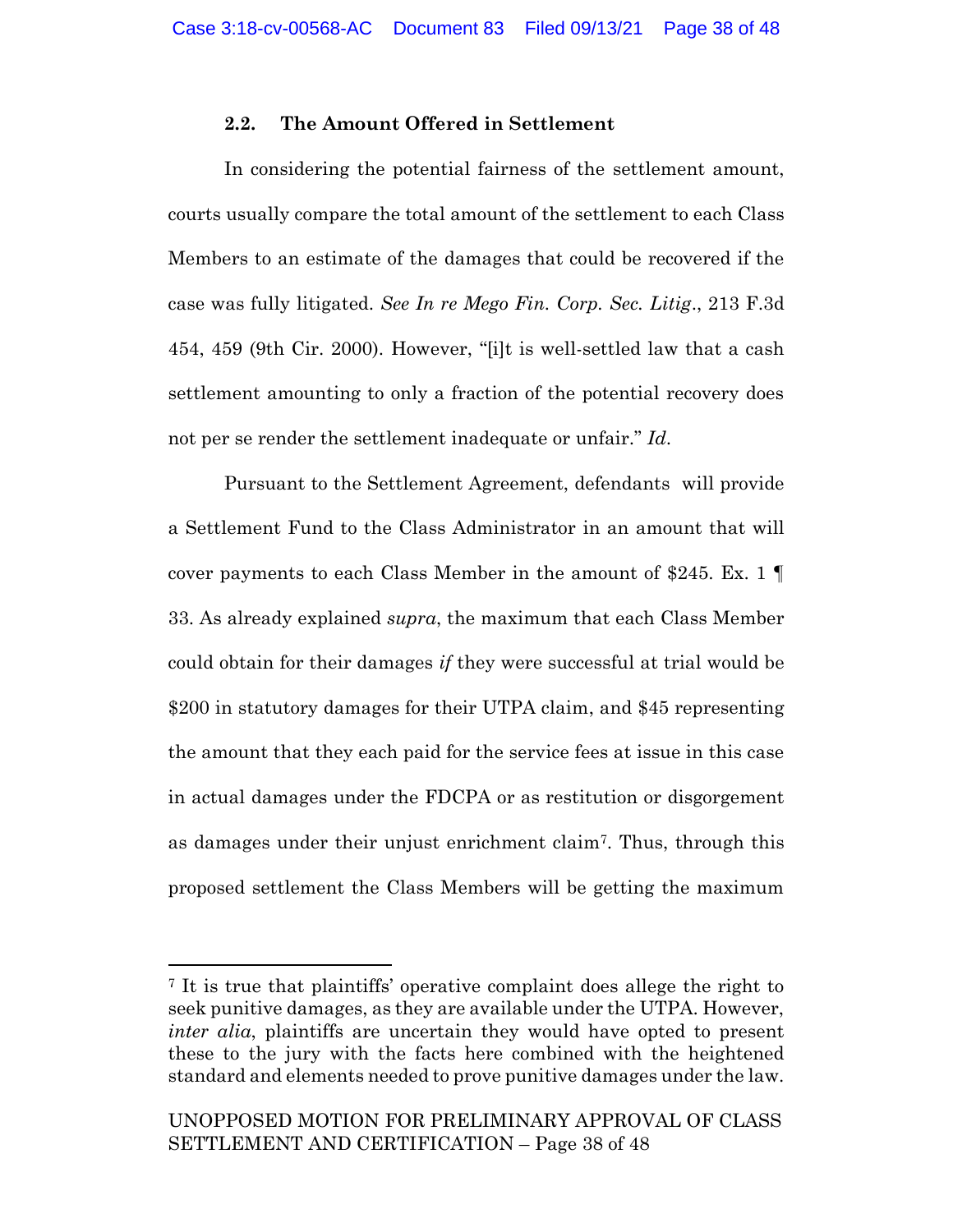### 2.2. The Amount Offered in Settlement

In considering the potential fairness of the settlement amount, courts usually compare the total amount of the settlement to each Class Members to an estimate of the damages that could be recovered if the case was fully litigated. *See In re Mego Fin. Corp. Sec. Litig*., 213 F.3d 454, 459 (9th Cir. 2000). However, "[i]t is well-settled law that a cash settlement amounting to only a fraction of the potential recovery does not per se render the settlement inadequate or unfair." *Id*.

Pursuant to the Settlement Agreement, defendants will provide a Settlement Fund to the Class Administrator in an amount that will cover payments to each Class Member in the amount of $245. Ex. 1 ¶ 33. As already explained *supra*, the maximum that each Class Member could obtain for their damages *if* they were successful at trial would be $200 in statutory damages for their UTPA claim, and $45 representing the amount that they each paid for the service fees at issue in this case in actual damages under the FDCPA or as restitution or disgorgement as damages under their unjust enrichment claim[7]. Thus, through this proposed settlement the Class Members will be getting the maximum

[7] It is true that plaintiffs' operative complaint does allege the right to seek punitive damages, as they are available under the UTPA. However, *inter alia*, plaintiffs are uncertain they would have opted to present these to the jury with the facts here combined with the heightened standard and elements needed to prove punitive damages under the law.

UNOPPOSED MOTION FOR PRELIMINARY APPROVAL OF CLASS SETTLEMENT AND CERTIFICATION – Page 38 of 48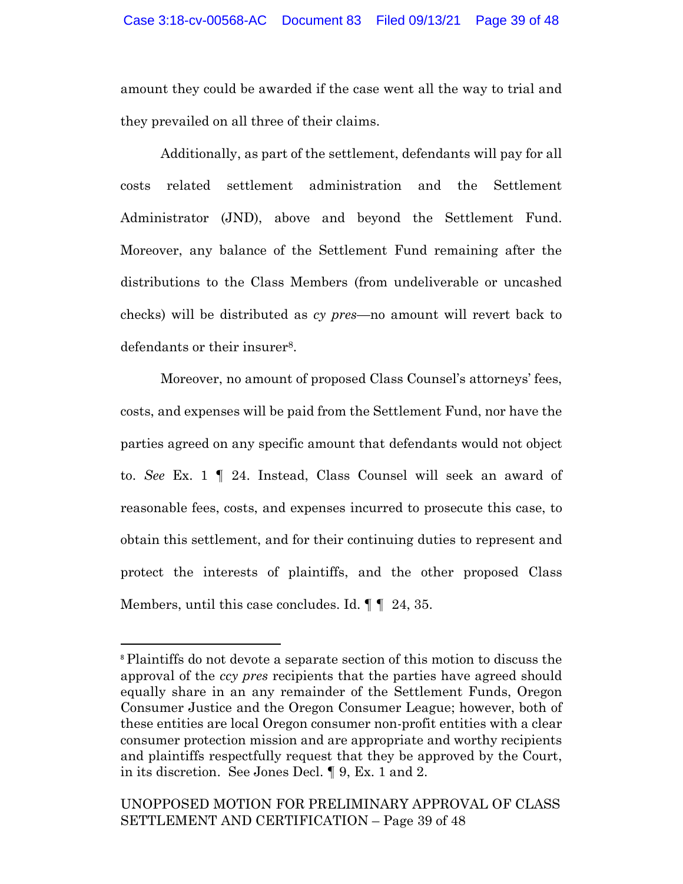amount they could be awarded if the case went all the way to trial and they prevailed on all three of their claims.

Additionally, as part of the settlement, defendants will pay for all costs related settlement administration and the Settlement Administrator (JND), above and beyond the Settlement Fund. Moreover, any balance of the Settlement Fund remaining after the distributions to the Class Members (from undeliverable or uncashed checks) will be distributed as *cy pres*—no amount will revert back to defendants or their insurer[8].

Moreover, no amount of proposed Class Counsel's attorneys' fees, costs, and expenses will be paid from the Settlement Fund, nor have the parties agreed on any specific amount that defendants would not object to. *See* Ex. 1 ¶ 24. Instead, Class Counsel will seek an award of reasonable fees, costs, and expenses incurred to prosecute this case, to obtain this settlement, and for their continuing duties to represent and protect the interests of plaintiffs, and the other proposed Class Members, until this case concludes. Id. ¶ ¶ 24, 35.

---

[8] Plaintiffs do not devote a separate section of this motion to discuss the approval of the *ccy pres* recipients that the parties have agreed should equally share in an any remainder of the Settlement Funds, Oregon Consumer Justice and the Oregon Consumer League; however, both of these entities are local Oregon consumer non-profit entities with a clear consumer protection mission and are appropriate and worthy recipients and plaintiffs respectfully request that they be approved by the Court, in its discretion. See Jones Decl. ¶ 9, Ex. 1 and 2.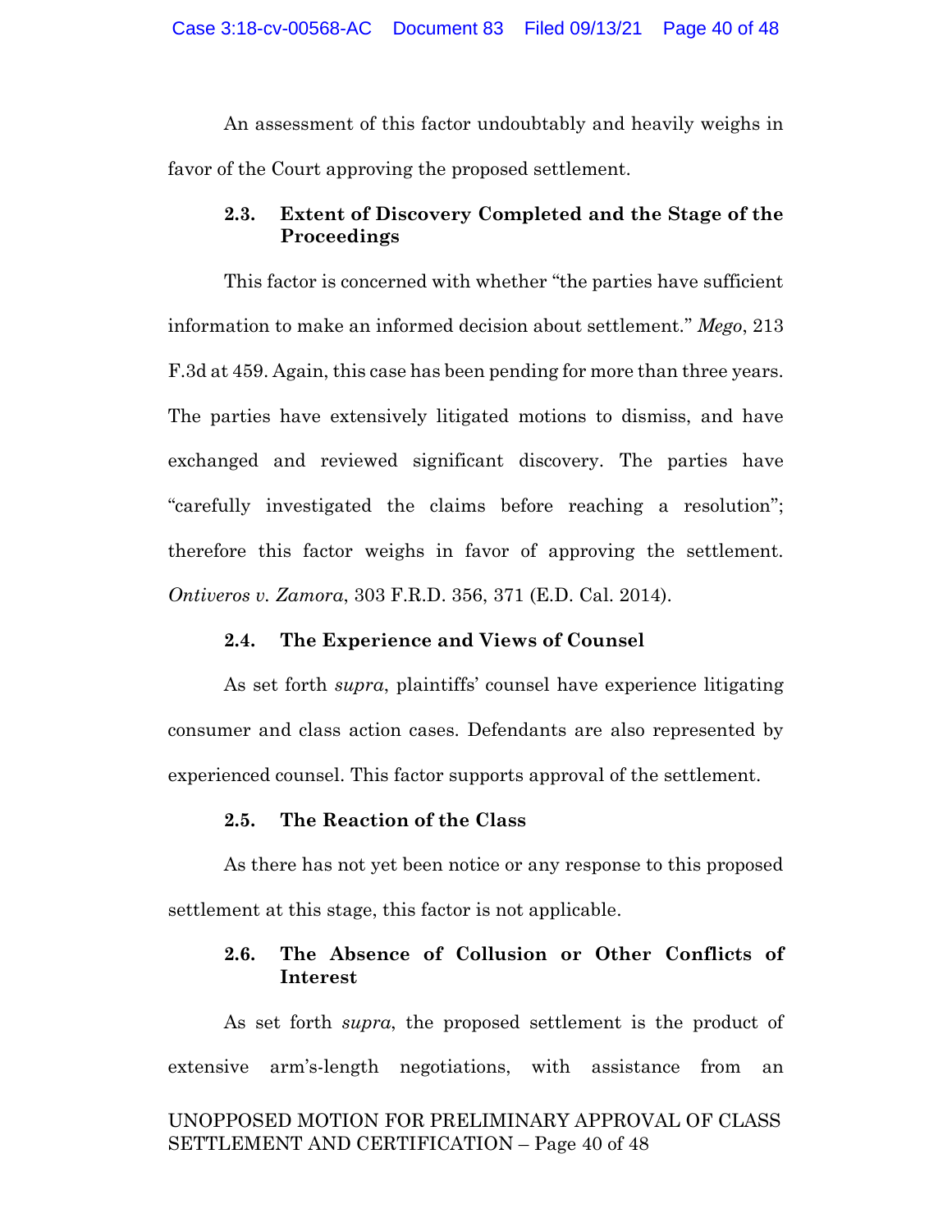An assessment of this factor undoubtably and heavily weighs in favor of the Court approving the proposed settlement.

### 2.3. Extent of Discovery Completed and the Stage of the Proceedings

This factor is concerned with whether "the parties have sufficient information to make an informed decision about settlement." *Mego*, 213 F.3d at 459. Again, this case has been pending for more than three years. The parties have extensively litigated motions to dismiss, and have exchanged and reviewed significant discovery. The parties have "carefully investigated the claims before reaching a resolution"; therefore this factor weighs in favor of approving the settlement. *Ontiveros v. Zamora*, 303 F.R.D. 356, 371 (E.D. Cal. 2014).

### 2.4. The Experience and Views of Counsel

As set forth *supra*, plaintiffs' counsel have experience litigating consumer and class action cases. Defendants are also represented by experienced counsel. This factor supports approval of the settlement.

### 2.5. The Reaction of the Class

As there has not yet been notice or any response to this proposed settlement at this stage, this factor is not applicable.

### 2.6. The Absence of Collusion or Other Conflicts of Interest

As set forth *supra*, the proposed settlement is the product of extensive arm's-length negotiations, with assistance from an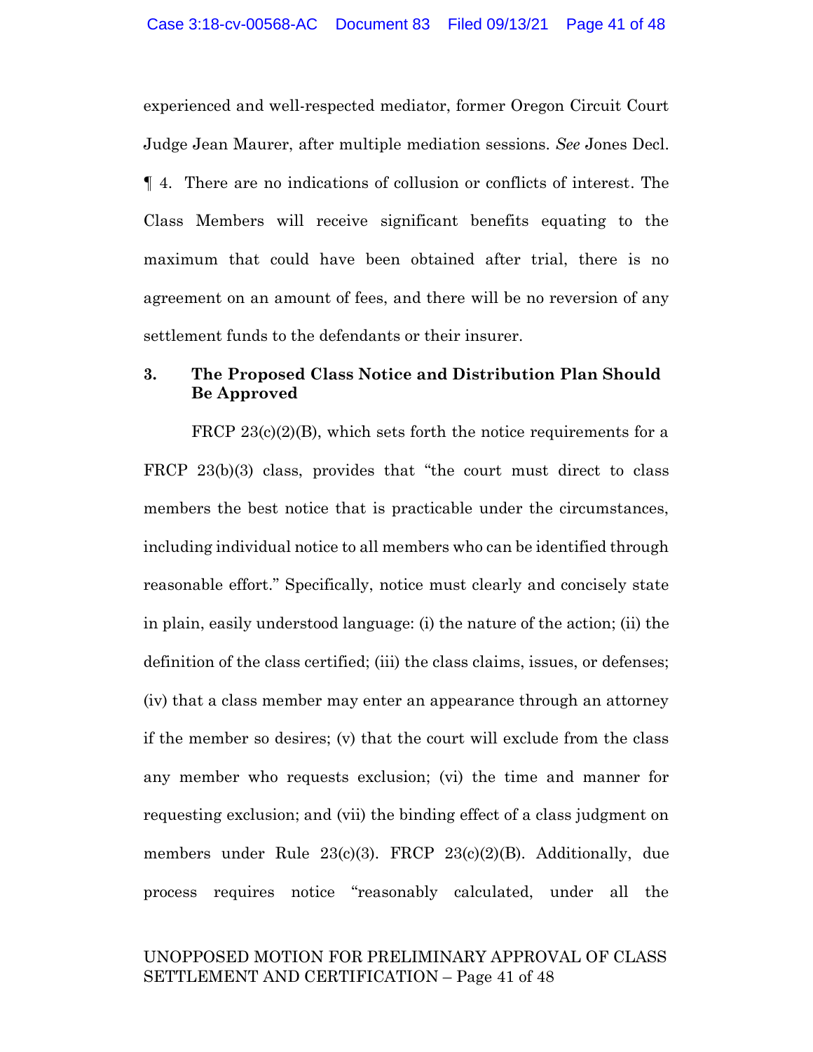experienced and well-respected mediator, former Oregon Circuit Court Judge Jean Maurer, after multiple mediation sessions. *See* Jones Decl. ¶ 4. There are no indications of collusion or conflicts of interest. The Class Members will receive significant benefits equating to the maximum that could have been obtained after trial, there is no agreement on an amount of fees, and there will be no reversion of any settlement funds to the defendants or their insurer.

### 3. The Proposed Class Notice and Distribution Plan Should Be Approved

FRCP 23(c)(2)(B), which sets forth the notice requirements for a FRCP 23(b)(3) class, provides that "the court must direct to class members the best notice that is practicable under the circumstances, including individual notice to all members who can be identified through reasonable effort." Specifically, notice must clearly and concisely state in plain, easily understood language: (i) the nature of the action; (ii) the definition of the class certified; (iii) the class claims, issues, or defenses; (iv) that a class member may enter an appearance through an attorney if the member so desires; (v) that the court will exclude from the class any member who requests exclusion; (vi) the time and manner for requesting exclusion; and (vii) the binding effect of a class judgment on members under Rule 23(c)(3). FRCP 23(c)(2)(B). Additionally, due process requires notice "reasonably calculated, under all the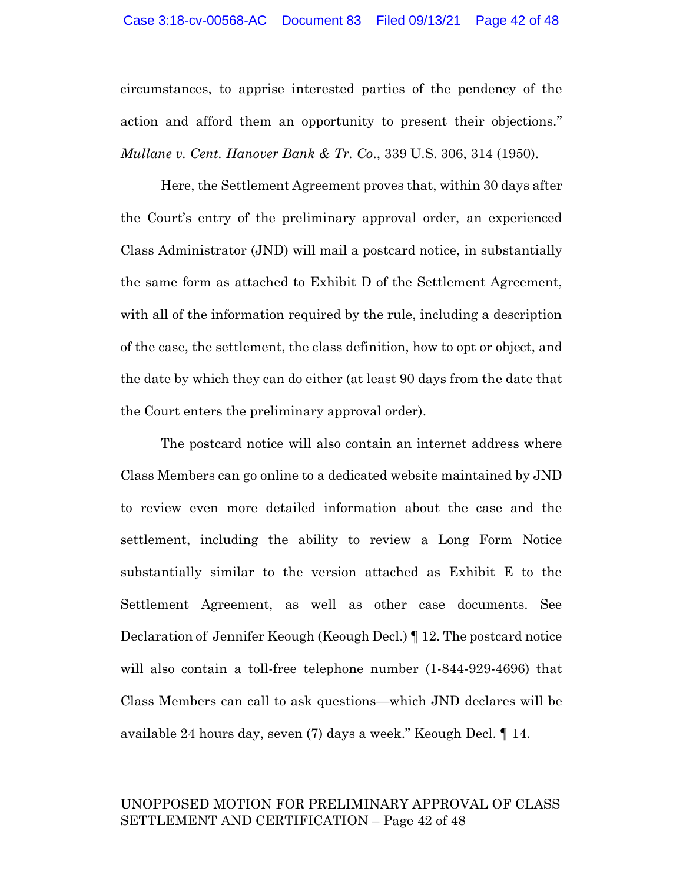circumstances, to apprise interested parties of the pendency of the action and afford them an opportunity to present their objections." *Mullane v. Cent. Hanover Bank & Tr. Co*., 339 U.S. 306, 314 (1950).

Here, the Settlement Agreement proves that, within 30 days after the Court's entry of the preliminary approval order, an experienced Class Administrator (JND) will mail a postcard notice, in substantially the same form as attached to Exhibit D of the Settlement Agreement, with all of the information required by the rule, including a description of the case, the settlement, the class definition, how to opt or object, and the date by which they can do either (at least 90 days from the date that the Court enters the preliminary approval order).

The postcard notice will also contain an internet address where Class Members can go online to a dedicated website maintained by JND to review even more detailed information about the case and the settlement, including the ability to review a Long Form Notice substantially similar to the version attached as Exhibit E to the Settlement Agreement, as well as other case documents. See Declaration of Jennifer Keough (Keough Decl.) ¶ 12. The postcard notice will also contain a toll-free telephone number (1-844-929-4696) that Class Members can call to ask questions—which JND declares will be available 24 hours day, seven (7) days a week." Keough Decl. ¶ 14.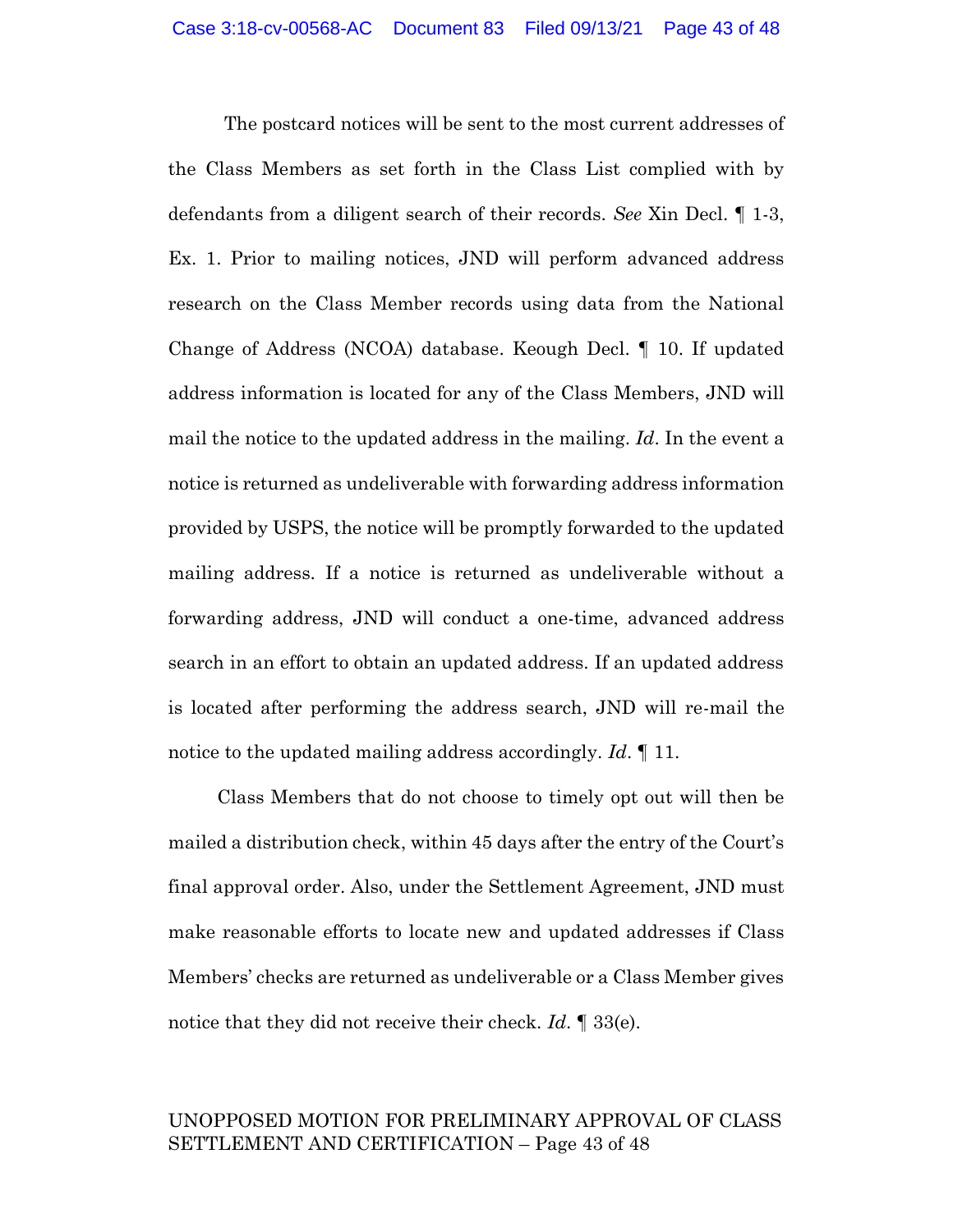The postcard notices will be sent to the most current addresses of the Class Members as set forth in the Class List complied with by defendants from a diligent search of their records. *See* Xin Decl. ¶ 1-3, Ex. 1. Prior to mailing notices, JND will perform advanced address research on the Class Member records using data from the National Change of Address (NCOA) database. Keough Decl. ¶ 10. If updated address information is located for any of the Class Members, JND will mail the notice to the updated address in the mailing. *Id*. In the event a notice is returned as undeliverable with forwarding address information provided by USPS, the notice will be promptly forwarded to the updated mailing address. If a notice is returned as undeliverable without a forwarding address, JND will conduct a one-time, advanced address search in an effort to obtain an updated address. If an updated address is located after performing the address search, JND will re-mail the notice to the updated mailing address accordingly. *Id*. ¶ 11.

Class Members that do not choose to timely opt out will then be mailed a distribution check, within 45 days after the entry of the Court's final approval order. Also, under the Settlement Agreement, JND must make reasonable efforts to locate new and updated addresses if Class Members' checks are returned as undeliverable or a Class Member gives notice that they did not receive their check. *Id*. ¶ 33(e).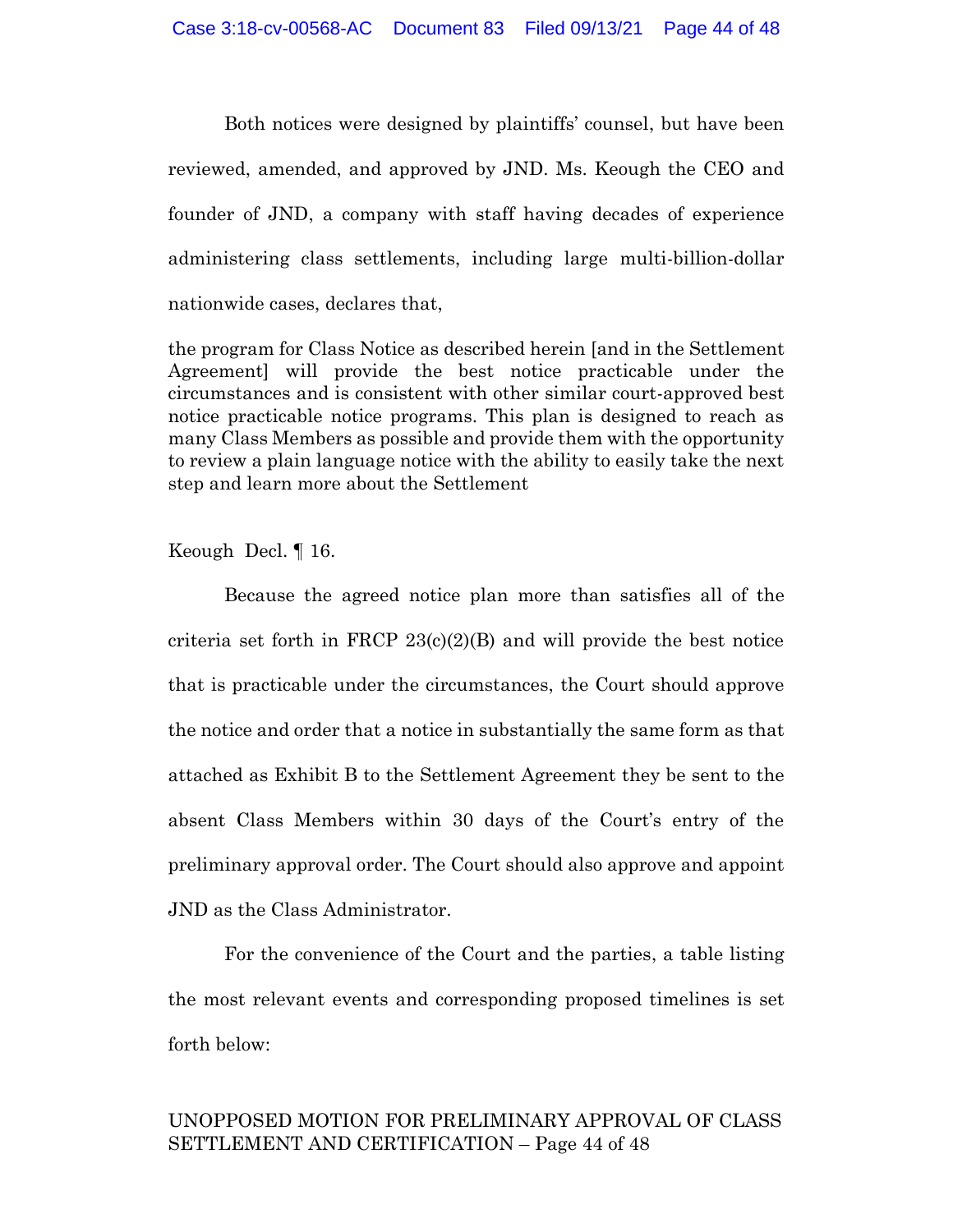Both notices were designed by plaintiffs' counsel, but have been reviewed, amended, and approved by JND. Ms. Keough the CEO and founder of JND, a company with staff having decades of experience administering class settlements, including large multi-billion-dollar nationwide cases, declares that,

> the program for Class Notice as described herein [and in the Settlement Agreement] will provide the best notice practicable under the circumstances and is consistent with other similar court-approved best notice practicable notice programs. This plan is designed to reach as many Class Members as possible and provide them with the opportunity to review a plain language notice with the ability to easily take the next step and learn more about the Settlement

Keough Decl. ¶ 16.

Because the agreed notice plan more than satisfies all of the criteria set forth in FRCP 23(c)(2)(B) and will provide the best notice that is practicable under the circumstances, the Court should approve the notice and order that a notice in substantially the same form as that attached as Exhibit B to the Settlement Agreement they be sent to the absent Class Members within 30 days of the Court's entry of the preliminary approval order. The Court should also approve and appoint JND as the Class Administrator.

For the convenience of the Court and the parties, a table listing the most relevant events and corresponding proposed timelines is set forth below:

UNOPPOSED MOTION FOR PRELIMINARY APPROVAL OF CLASS SETTLEMENT AND CERTIFICATION – Page 44 of 48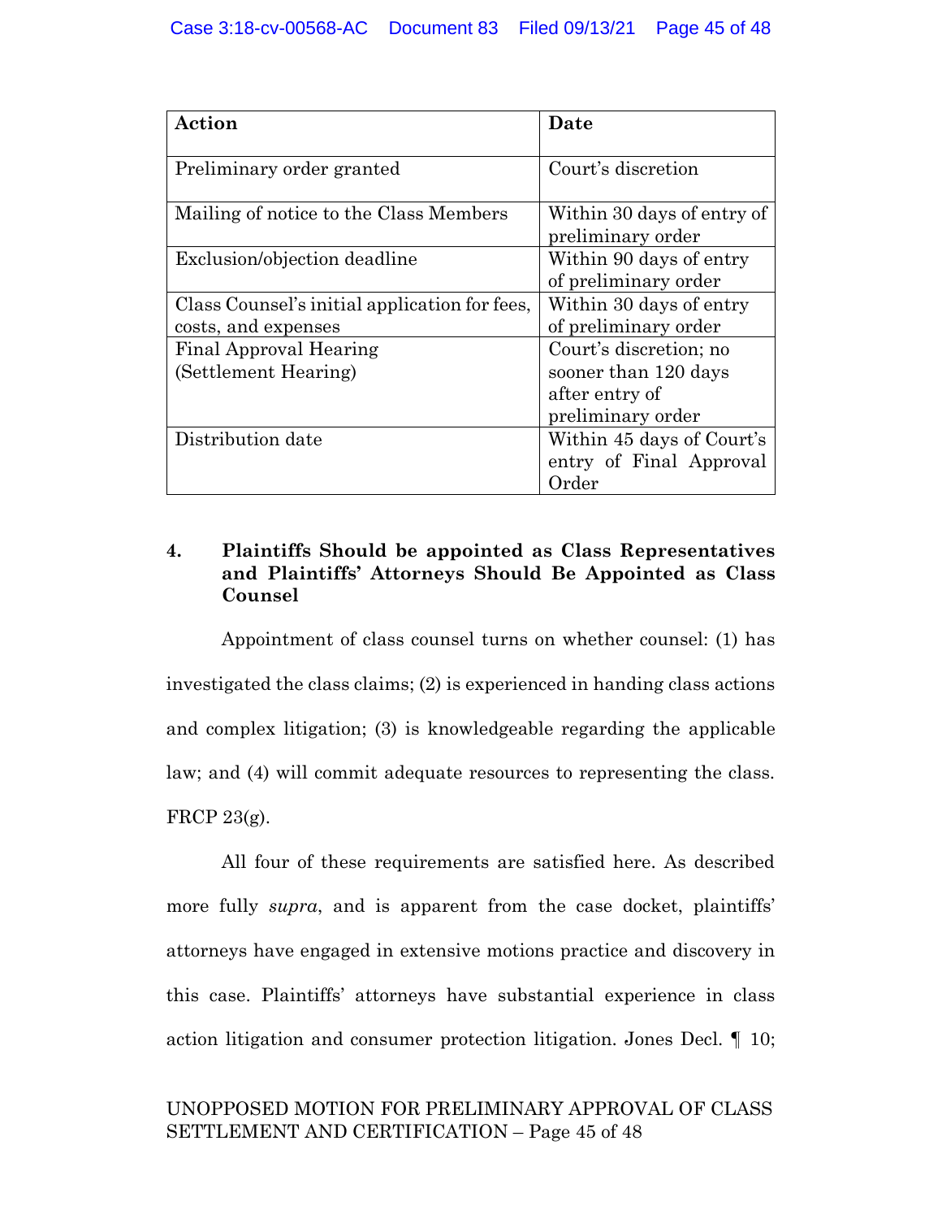| Action | Date |
|---|---|
| Preliminary order granted | Court's discretion |
| Mailing of notice to the Class Members | Within 30 days of entry of preliminary order |
| Exclusion/objection deadline | Within 90 days of entry of preliminary order |
| Class Counsel's initial application for fees, costs, and expenses | Within 30 days of entry of preliminary order |
| Final Approval Hearing (Settlement Hearing) | Court's discretion; no sooner than 120 days after entry of preliminary order |
| Distribution date | Within 45 days of Court's entry of Final Approval Order |

### 4. Plaintiffs Should be appointed as Class Representatives and Plaintiffs' Attorneys Should Be Appointed as Class Counsel

Appointment of class counsel turns on whether counsel: (1) has investigated the class claims; (2) is experienced in handing class actions and complex litigation; (3) is knowledgeable regarding the applicable law; and (4) will commit adequate resources to representing the class. FRCP 23(g).

All four of these requirements are satisfied here. As described more fully *supra*, and is apparent from the case docket, plaintiffs' attorneys have engaged in extensive motions practice and discovery in this case. Plaintiffs' attorneys have substantial experience in class action litigation and consumer protection litigation. Jones Decl. ¶ 10;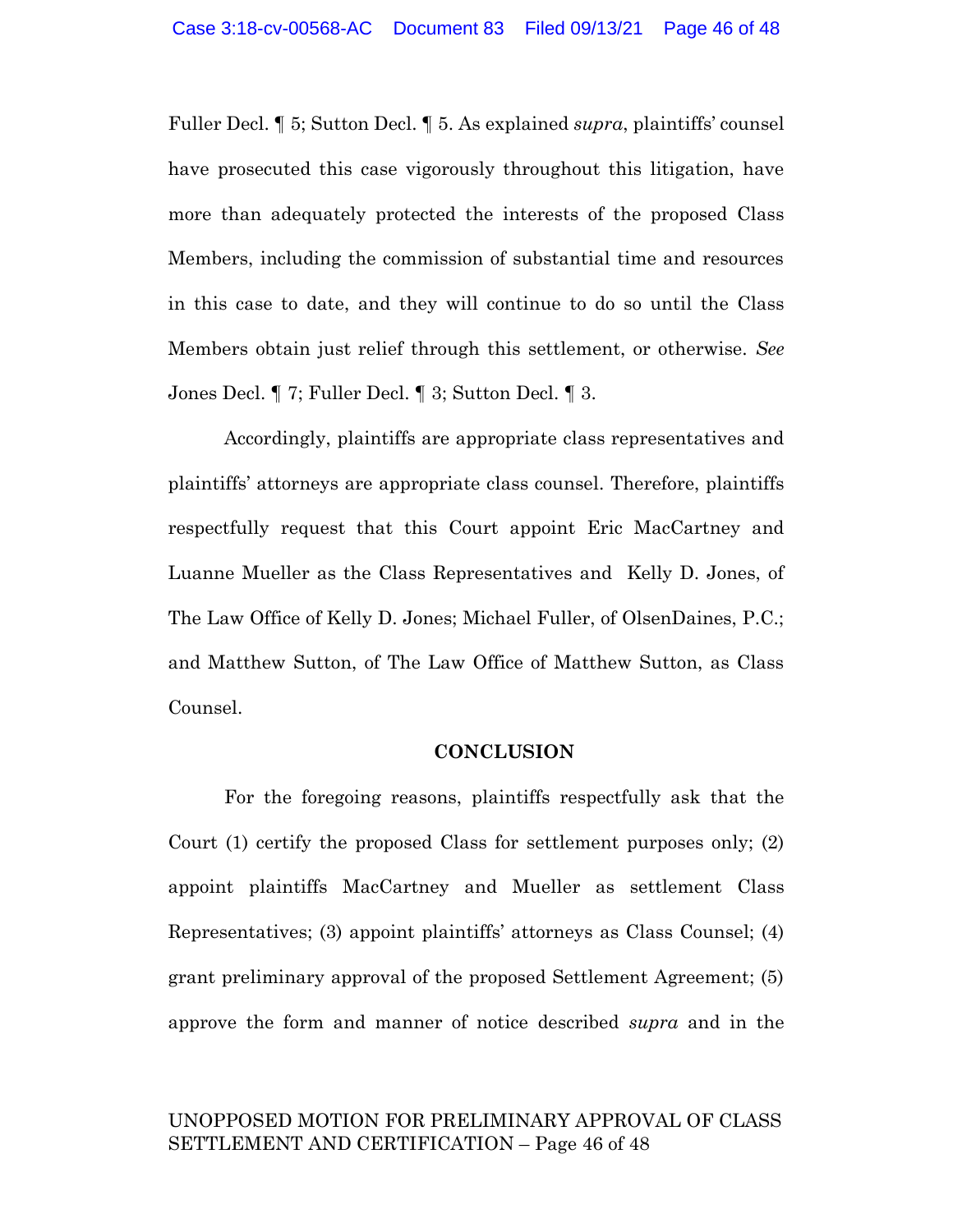Fuller Decl. ¶ 5; Sutton Decl. ¶ 5. As explained *supra*, plaintiffs' counsel have prosecuted this case vigorously throughout this litigation, have more than adequately protected the interests of the proposed Class Members, including the commission of substantial time and resources in this case to date, and they will continue to do so until the Class Members obtain just relief through this settlement, or otherwise. *See* Jones Decl. ¶ 7; Fuller Decl. ¶ 3; Sutton Decl. ¶ 3.

Accordingly, plaintiffs are appropriate class representatives and plaintiffs' attorneys are appropriate class counsel. Therefore, plaintiffs respectfully request that this Court appoint Eric MacCartney and Luanne Mueller as the Class Representatives and Kelly D. Jones, of The Law Office of Kelly D. Jones; Michael Fuller, of OlsenDaines, P.C.; and Matthew Sutton, of The Law Office of Matthew Sutton, as Class Counsel.

## CONCLUSION

For the foregoing reasons, plaintiffs respectfully ask that the Court (1) certify the proposed Class for settlement purposes only; (2) appoint plaintiffs MacCartney and Mueller as settlement Class Representatives; (3) appoint plaintiffs' attorneys as Class Counsel; (4) grant preliminary approval of the proposed Settlement Agreement; (5) approve the form and manner of notice described *supra* and in the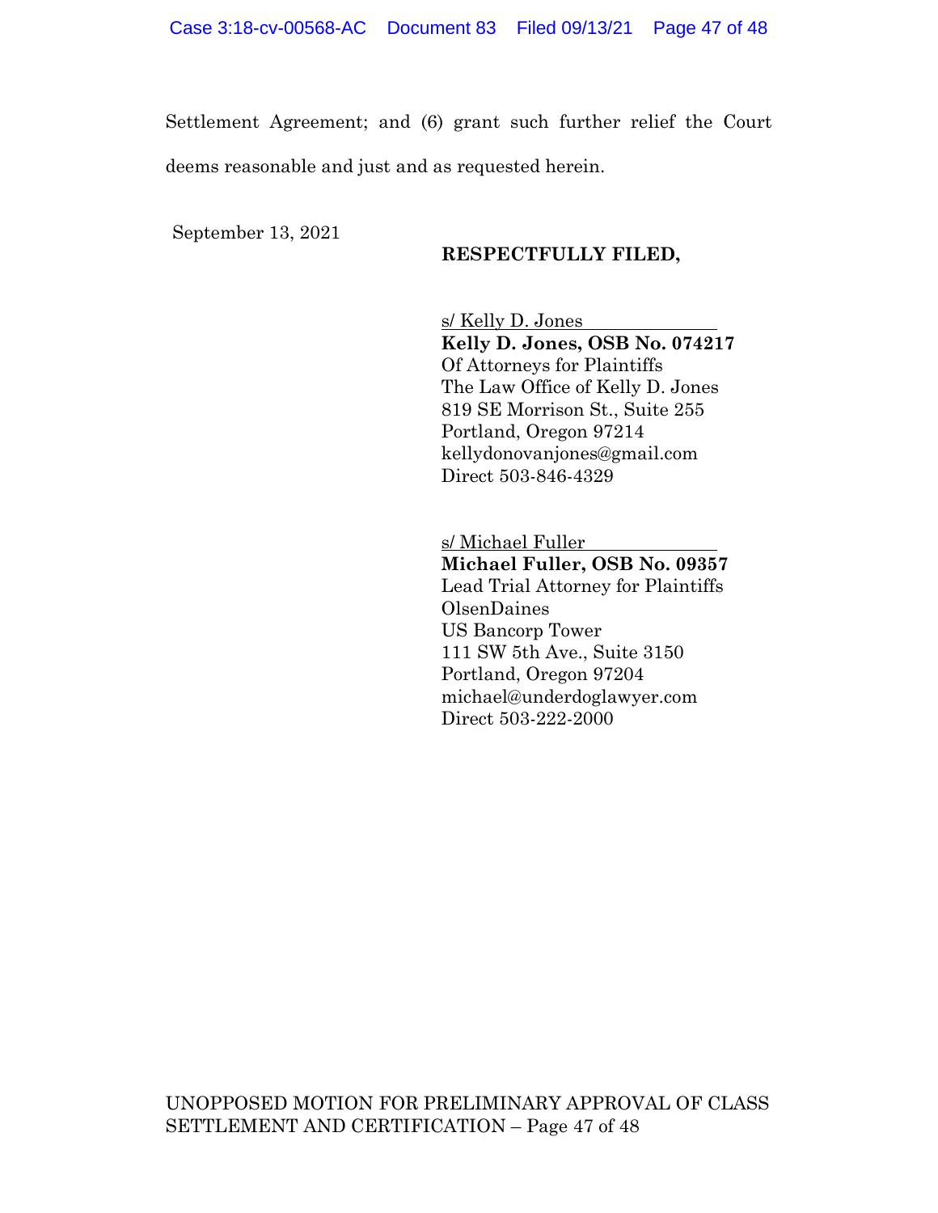Settlement Agreement; and (6) grant such further relief the Court deems reasonable and just and as requested herein.

September 13, 2021

**RESPECTFULLY FILED,**

s/ Kelly D. Jones
**Kelly D. Jones, OSB No. 074217**
Of Attorneys for Plaintiffs
The Law Office of Kelly D. Jones
819 SE Morrison St., Suite 255
Portland, Oregon 97214
kellydonovanjones@gmail.com
Direct 503-846-4329

s/ Michael Fuller
**Michael Fuller, OSB No. 09357**
Lead Trial Attorney for Plaintiffs
OlsenDaines
US Bancorp Tower
111 SW 5th Ave., Suite 3150
Portland, Oregon 97204
michael@underdoglawyer.com
Direct 503-222-2000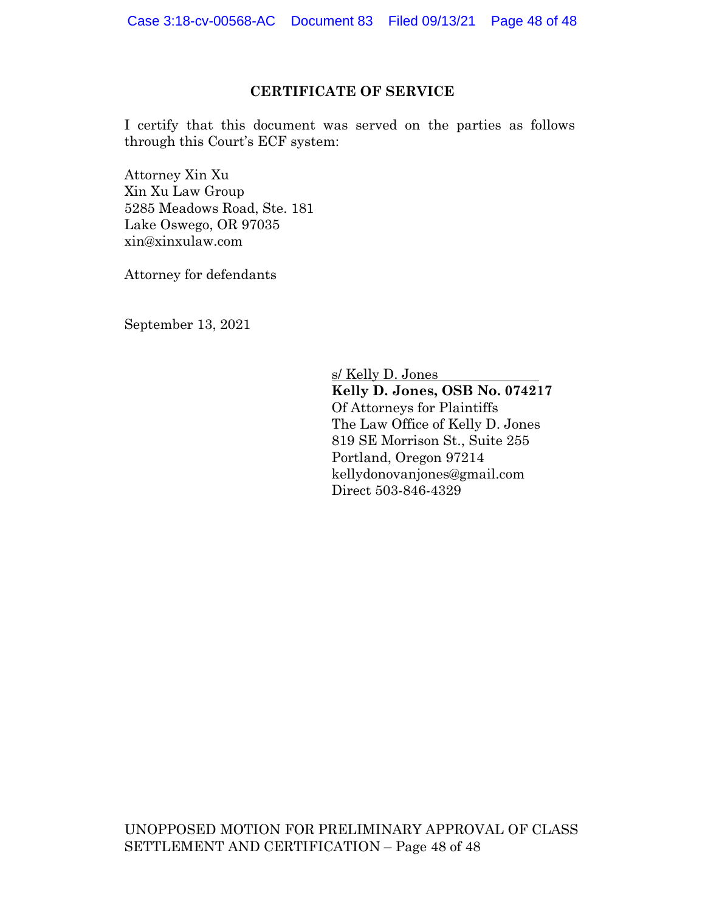## CERTIFICATE OF SERVICE

I certify that this document was served on the parties as follows through this Court's ECF system:

Attorney Xin Xu
Xin Xu Law Group
5285 Meadows Road, Ste. 181
Lake Oswego, OR 97035
xin@xinxulaw.com

Attorney for defendants

September 13, 2021

s/ Kelly D. Jones
**Kelly D. Jones, OSB No. 074217**
Of Attorneys for Plaintiffs
The Law Office of Kelly D. Jones
819 SE Morrison St., Suite 255
Portland, Oregon 97214
kellydonovanjones@gmail.com
Direct 503-846-4329